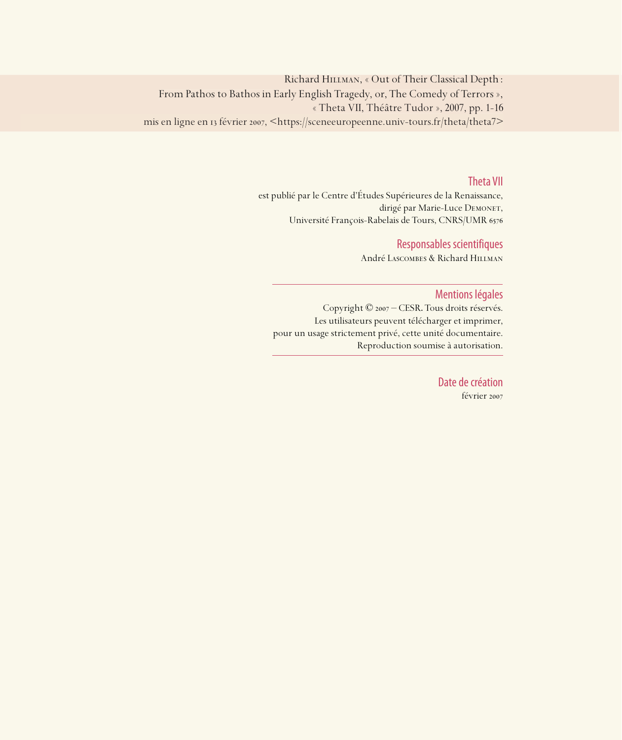Richard Hillman, « Out of Their Classical Depth : From Pathos to Bathos in Early English Tragedy, or, The Comedy of Terrors », « Theta VII, Théâtre Tudor », 2007, pp. 1-16
mis en ligne en 13 février 2007, <https://sceneeuropeenne.univ-tours.fr/theta/theta7>

## Theta VII

est publié par le Centre d'Études Supérieures de la Renaissance,
dirigé par Marie-Luce Demonet,
Université François-Rabelais de Tours, CNRS/UMR 6576

## Responsables scientifiques

André Lascombes & Richard Hillman

## Mentions légales

Copyright © 2007 – CESR. Tous droits réservés.
Les utilisateurs peuvent télécharger et imprimer,
pour un usage strictement privé, cette unité documentaire.
Reproduction soumise à autorisation.

## Date de création

février 2007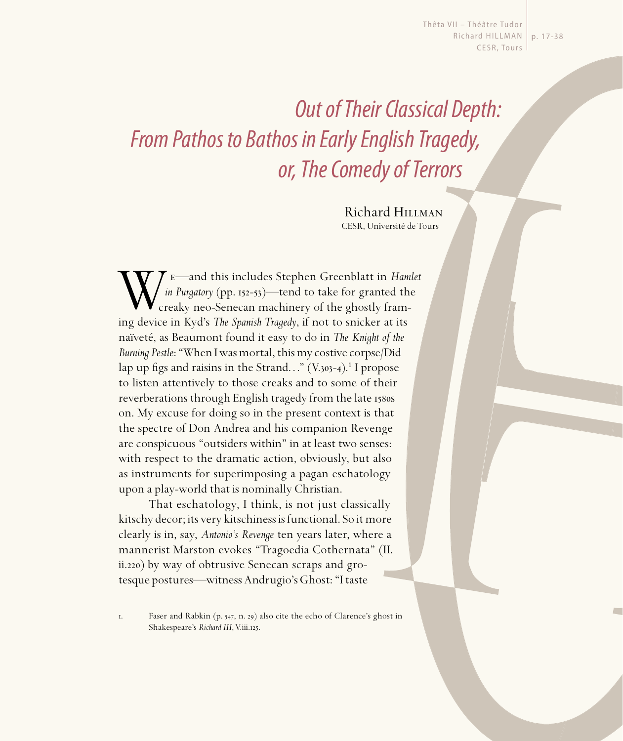# *Out of Their Classical Depth: From Pathos to Bathos in Early English Tragedy, or, The Comedy of Terrors*

Richard Hillman
CESR, Université de Tours

We—and this includes Stephen Greenblatt in *Hamlet in Purgatory* (pp. 152-53)—tend to take for granted the creaky neo-Senecan machinery of the ghostly framing device in Kyd's *The Spanish Tragedy*, if not to snicker at its naïveté, as Beaumont found it easy to do in *The Knight of the Burning Pestle*: "When I was mortal, this my costive corpse/Did lap up figs and raisins in the Strand…" (V.303-4).[1] I propose to listen attentively to those creaks and to some of their reverberations through English tragedy from the late 1580s on. My excuse for doing so in the present context is that the spectre of Don Andrea and his companion Revenge are conspicuous "outsiders within" in at least two senses: with respect to the dramatic action, obviously, but also as instruments for superimposing a pagan eschatology upon a play-world that is nominally Christian.

That eschatology, I think, is not just classically kitschy decor; its very kitschiness is functional. So it more clearly is in, say, *Antonio's Revenge* ten years later, where a mannerist Marston evokes "Tragoedia Cothernata" (II.ii.220) by way of obtrusive Senecan scraps and grotesque postures—witness Andrugio's Ghost: "I taste

1. Faser and Rabkin (p. 547, n. 29) also cite the echo of Clarence's ghost in Shakespeare's *Richard III*, V.iii.125.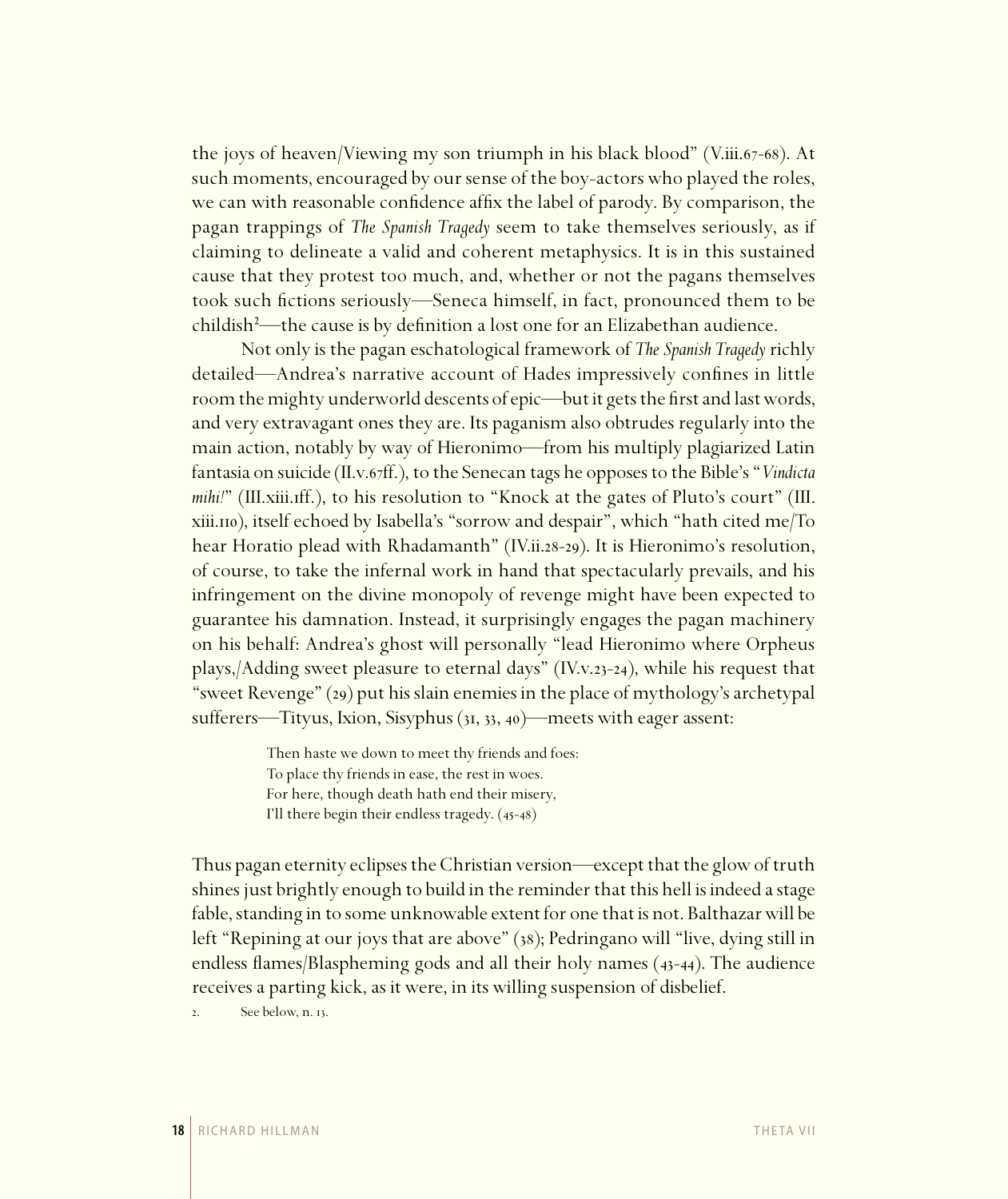the joys of heaven/Viewing my son triumph in his black blood" (V.iii.67-68). At such moments, encouraged by our sense of the boy-actors who played the roles, we can with reasonable confidence affix the label of parody. By comparison, the pagan trappings of *The Spanish Tragedy* seem to take themselves seriously, as if claiming to delineate a valid and coherent metaphysics. It is in this sustained cause that they protest too much, and, whether or not the pagans themselves took such fictions seriously—Seneca himself, in fact, pronounced them to be childish[2]—the cause is by definition a lost one for an Elizabethan audience.

Not only is the pagan eschatological framework of *The Spanish Tragedy* richly detailed—Andrea's narrative account of Hades impressively confines in little room the mighty underworld descents of epic—but it gets the first and last words, and very extravagant ones they are. Its paganism also obtrudes regularly into the main action, notably by way of Hieronimo—from his multiply plagiarized Latin fantasia on suicide (II.v.67ff.), to the Senecan tags he opposes to the Bible's "*Vindicta mihi!*" (III.xiii.1ff.), to his resolution to "Knock at the gates of Pluto's court" (III.xiii.110), itself echoed by Isabella's "sorrow and despair", which "hath cited me/To hear Horatio plead with Rhadamanth" (IV.ii.28-29). It is Hieronimo's resolution, of course, to take the infernal work in hand that spectacularly prevails, and his infringement on the divine monopoly of revenge might have been expected to guarantee his damnation. Instead, it surprisingly engages the pagan machinery on his behalf: Andrea's ghost will personally "lead Hieronimo where Orpheus plays,/Adding sweet pleasure to eternal days" (IV.v.23-24), while his request that "sweet Revenge" (29) put his slain enemies in the place of mythology's archetypal sufferers—Tityus, Ixion, Sisyphus (31, 33, 40)—meets with eager assent:

> Then haste we down to meet thy friends and foes:
> To place thy friends in ease, the rest in woes.
> For here, though death hath end their misery,
> I'll there begin their endless tragedy. (45-48)

Thus pagan eternity eclipses the Christian version—except that the glow of truth shines just brightly enough to build in the reminder that this hell is indeed a stage fable, standing in to some unknowable extent for one that is not. Balthazar will be left "Repining at our joys that are above" (38); Pedringano will "live, dying still in endless flames/Blaspheming gods and all their holy names (43-44). The audience receives a parting kick, as it were, in its willing suspension of disbelief.

2. See below, n. 13.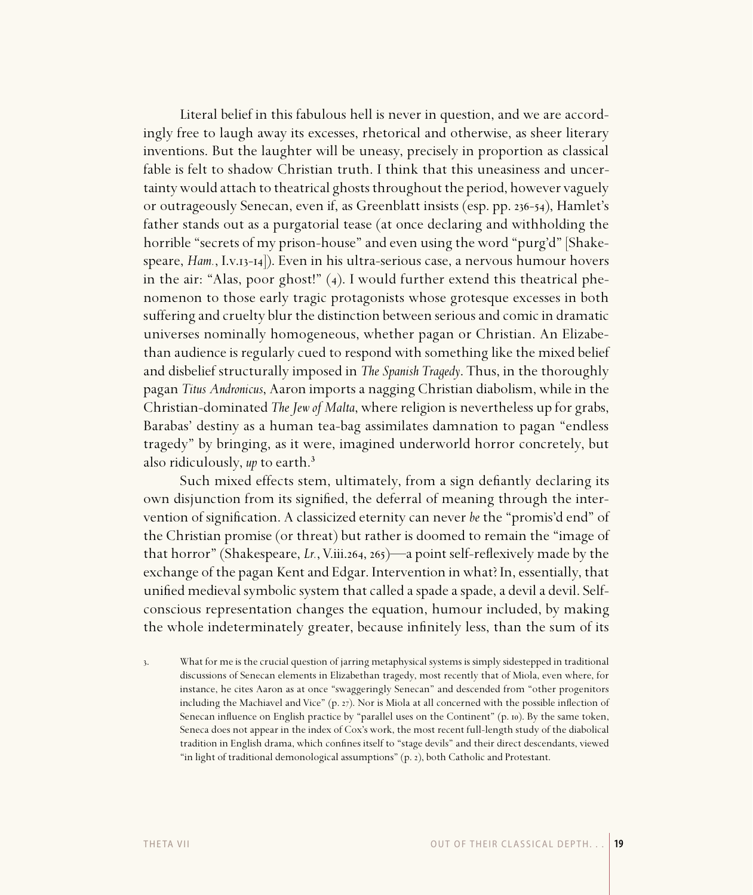Literal belief in this fabulous hell is never in question, and we are accordingly free to laugh away its excesses, rhetorical and otherwise, as sheer literary inventions. But the laughter will be uneasy, precisely in proportion as classical fable is felt to shadow Christian truth. I think that this uneasiness and uncertainty would attach to theatrical ghosts throughout the period, however vaguely or outrageously Senecan, even if, as Greenblatt insists (esp. pp. 236-54), Hamlet's father stands out as a purgatorial tease (at once declaring and withholding the horrible "secrets of my prison-house" and even using the word "purg'd" [Shakespeare, *Ham.*, I.v.13-14]). Even in his ultra-serious case, a nervous humour hovers in the air: "Alas, poor ghost!" (4). I would further extend this theatrical phenomenon to those early tragic protagonists whose grotesque excesses in both suffering and cruelty blur the distinction between serious and comic in dramatic universes nominally homogeneous, whether pagan or Christian. An Elizabethan audience is regularly cued to respond with something like the mixed belief and disbelief structurally imposed in *The Spanish Tragedy*. Thus, in the thoroughly pagan *Titus Andronicus*, Aaron imports a nagging Christian diabolism, while in the Christian-dominated *The Jew of Malta*, where religion is nevertheless up for grabs, Barabas' destiny as a human tea-bag assimilates damnation to pagan "endless tragedy" by bringing, as it were, imagined underworld horror concretely, but also ridiculously, *up* to earth.[3]

Such mixed effects stem, ultimately, from a sign defiantly declaring its own disjunction from its signified, the deferral of meaning through the intervention of signification. A classicized eternity can never *be* the "promis'd end" of the Christian promise (or threat) but rather is doomed to remain the "image of that horror" (Shakespeare, *Lr.*, V.iii.264, 265)—a point self-reflexively made by the exchange of the pagan Kent and Edgar. Intervention in what? In, essentially, that unified medieval symbolic system that called a spade a spade, a devil a devil. Self-conscious representation changes the equation, humour included, by making the whole indeterminately greater, because infinitely less, than the sum of its

3. What for me is the crucial question of jarring metaphysical systems is simply sidestepped in traditional discussions of Senecan elements in Elizabethan tragedy, most recently that of Miola, even where, for instance, he cites Aaron as at once "swaggeringly Senecan" and descended from "other progenitors including the Machiavel and Vice" (p. 27). Nor is Miola at all concerned with the possible inflection of Senecan influence on English practice by "parallel uses on the Continent" (p. 10). By the same token, Seneca does not appear in the index of Cox's work, the most recent full-length study of the diabolical tradition in English drama, which confines itself to "stage devils" and their direct descendants, viewed "in light of traditional demonological assumptions" (p. 2), both Catholic and Protestant.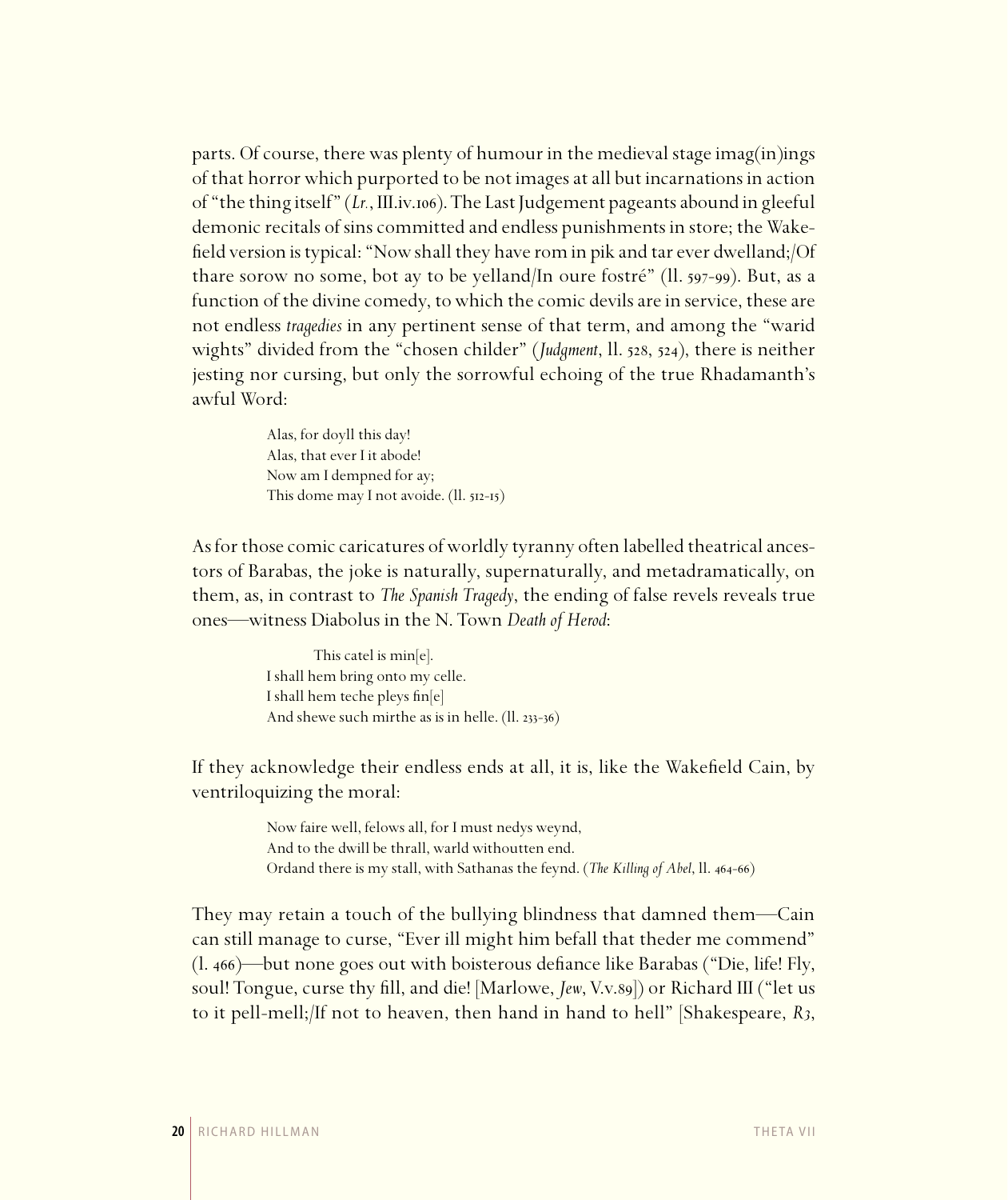parts. Of course, there was plenty of humour in the medieval stage imag(in)ings of that horror which purported to be not images at all but incarnations in action of "the thing itself" (*Lr.*, III.iv.106). The Last Judgement pageants abound in gleeful demonic recitals of sins committed and endless punishments in store; the Wakefield version is typical: "Now shall they have rom in pik and tar ever dwelland;/Of thare sorow no some, bot ay to be yelland/In oure fostré" (ll. 597-99). But, as a function of the divine comedy, to which the comic devils are in service, these are not endless *tragedies* in any pertinent sense of that term, and among the "warid wights" divided from the "chosen childer" (*Judgment*, ll. 528, 524), there is neither jesting nor cursing, but only the sorrowful echoing of the true Rhadamanth's awful Word:

> Alas, for doyll this day!
> Alas, that ever I it abode!
> Now am I dempned for ay;
> This dome may I not avoide. (ll. 512-15)

As for those comic caricatures of worldly tyranny often labelled theatrical ancestors of Barabas, the joke is naturally, supernaturally, and metadramatically, on them, as, in contrast to *The Spanish Tragedy*, the ending of false revels reveals true ones—witness Diabolus in the N. Town *Death of Herod*:

> This catel is min[e].
> I shall hem bring onto my celle.
> I shall hem teche pleys fin[e]
> And shewe such mirthe as is in helle. (ll. 233-36)

If they acknowledge their endless ends at all, it is, like the Wakefield Cain, by ventriloquizing the moral:

> Now faire well, felows all, for I must nedys weynd,
> And to the dwill be thrall, warld withoutten end.
> Ordand there is my stall, with Sathanas the feynd. (*The Killing of Abel*, ll. 464-66)

They may retain a touch of the bullying blindness that damned them—Cain can still manage to curse, "Ever ill might him befall that theder me commend" (l. 466)—but none goes out with boisterous defiance like Barabas ("Die, life! Fly, soul! Tongue, curse thy fill, and die! [Marlowe, *Jew*, V.v.89]) or Richard III ("let us to it pell-mell;/If not to heaven, then hand in hand to hell" [Shakespeare, *R3*,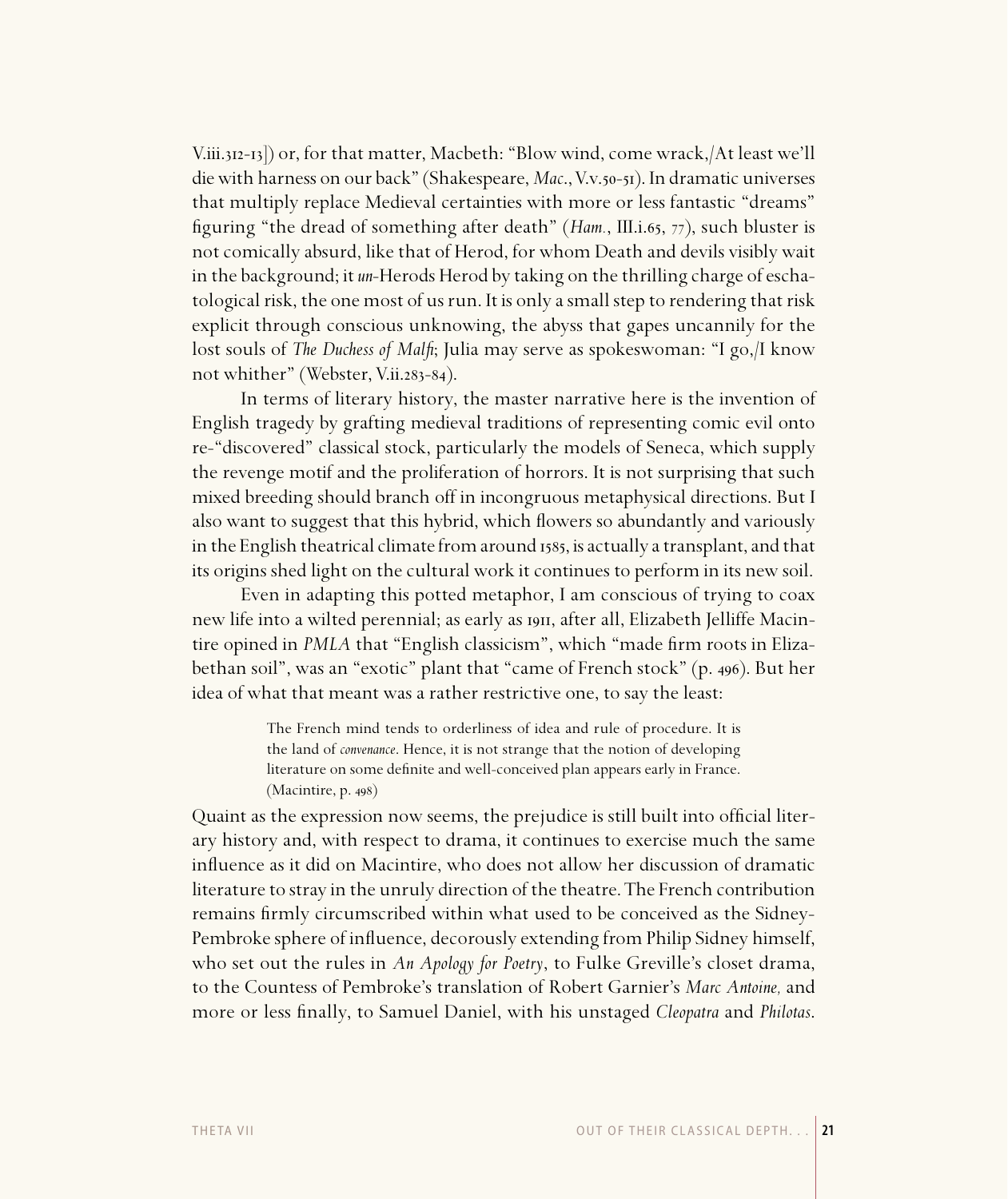V.iii.312-13]) or, for that matter, Macbeth: "Blow wind, come wrack,/At least we'll die with harness on our back" (Shakespeare, *Mac.*, V.v.50-51). In dramatic universes that multiply replace Medieval certainties with more or less fantastic "dreams" figuring "the dread of something after death" (*Ham.*, III.i.65, 77), such bluster is not comically absurd, like that of Herod, for whom Death and devils visibly wait in the background; it *un*-Herods Herod by taking on the thrilling charge of eschatological risk, the one most of us run. It is only a small step to rendering that risk explicit through conscious unknowing, the abyss that gapes uncannily for the lost souls of *The Duchess of Malfi*; Julia may serve as spokeswoman: "I go,/I know not whither" (Webster, V.ii.283-84).

In terms of literary history, the master narrative here is the invention of English tragedy by grafting medieval traditions of representing comic evil onto re-"discovered" classical stock, particularly the models of Seneca, which supply the revenge motif and the proliferation of horrors. It is not surprising that such mixed breeding should branch off in incongruous metaphysical directions. But I also want to suggest that this hybrid, which flowers so abundantly and variously in the English theatrical climate from around 1585, is actually a transplant, and that its origins shed light on the cultural work it continues to perform in its new soil.

Even in adapting this potted metaphor, I am conscious of trying to coax new life into a wilted perennial; as early as 1911, after all, Elizabeth Jelliffe Macintire opined in *PMLA* that "English classicism", which "made firm roots in Elizabethan soil", was an "exotic" plant that "came of French stock" (p. 496). But her idea of what that meant was a rather restrictive one, to say the least:

> The French mind tends to orderliness of idea and rule of procedure. It is the land of *convenance*. Hence, it is not strange that the notion of developing literature on some definite and well-conceived plan appears early in France. (Macintire, p. 498)

Quaint as the expression now seems, the prejudice is still built into official literary history and, with respect to drama, it continues to exercise much the same influence as it did on Macintire, who does not allow her discussion of dramatic literature to stray in the unruly direction of the theatre. The French contribution remains firmly circumscribed within what used to be conceived as the Sidney-Pembroke sphere of influence, decorously extending from Philip Sidney himself, who set out the rules in *An Apology for Poetry*, to Fulke Greville's closet drama, to the Countess of Pembroke's translation of Robert Garnier's *Marc Antoine,* and more or less finally, to Samuel Daniel, with his unstaged *Cleopatra* and *Philotas*.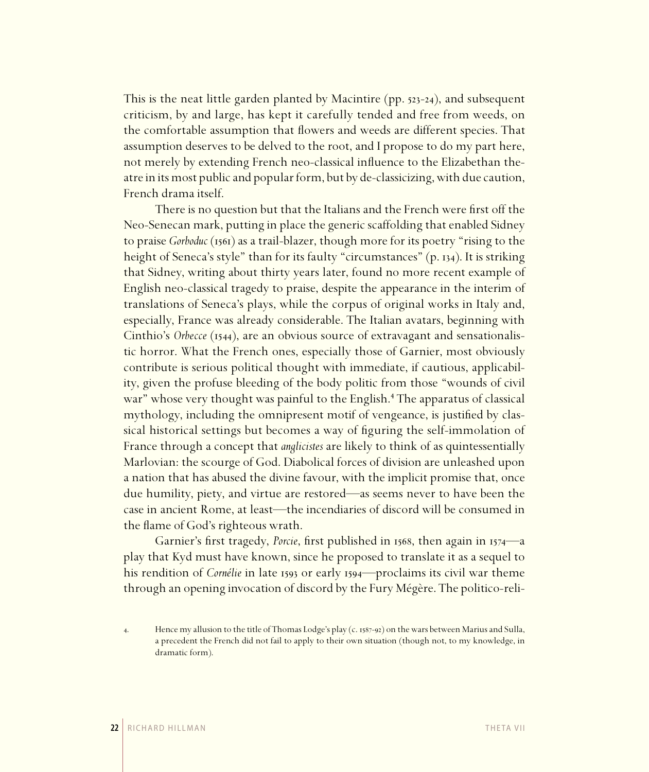This is the neat little garden planted by Macintire (pp. 523-24), and subsequent criticism, by and large, has kept it carefully tended and free from weeds, on the comfortable assumption that flowers and weeds are different species. That assumption deserves to be delved to the root, and I propose to do my part here, not merely by extending French neo-classical influence to the Elizabethan theatre in its most public and popular form, but by de-classicizing, with due caution, French drama itself.

There is no question but that the Italians and the French were first off the Neo-Senecan mark, putting in place the generic scaffolding that enabled Sidney to praise *Gorboduc* (1561) as a trail-blazer, though more for its poetry "rising to the height of Seneca's style" than for its faulty "circumstances" (p. 134). It is striking that Sidney, writing about thirty years later, found no more recent example of English neo-classical tragedy to praise, despite the appearance in the interim of translations of Seneca's plays, while the corpus of original works in Italy and, especially, France was already considerable. The Italian avatars, beginning with Cinthio's *Orbecce* (1544), are an obvious source of extravagant and sensationalistic horror. What the French ones, especially those of Garnier, most obviously contribute is serious political thought with immediate, if cautious, applicability, given the profuse bleeding of the body politic from those "wounds of civil war" whose very thought was painful to the English.[4] The apparatus of classical mythology, including the omnipresent motif of vengeance, is justified by classical historical settings but becomes a way of figuring the self-immolation of France through a concept that *anglicistes* are likely to think of as quintessentially Marlovian: the scourge of God. Diabolical forces of division are unleashed upon a nation that has abused the divine favour, with the implicit promise that, once due humility, piety, and virtue are restored—as seems never to have been the case in ancient Rome, at least—the incendiaries of discord will be consumed in the flame of God's righteous wrath.

Garnier's first tragedy, *Porcie*, first published in 1568, then again in 1574—a play that Kyd must have known, since he proposed to translate it as a sequel to his rendition of *Cornélie* in late 1593 or early 1594—proclaims its civil war theme through an opening invocation of discord by the Fury Mégère. The politico-reli-

4. Hence my allusion to the title of Thomas Lodge's play (c. 1587-92) on the wars between Marius and Sulla, a precedent the French did not fail to apply to their own situation (though not, to my knowledge, in dramatic form).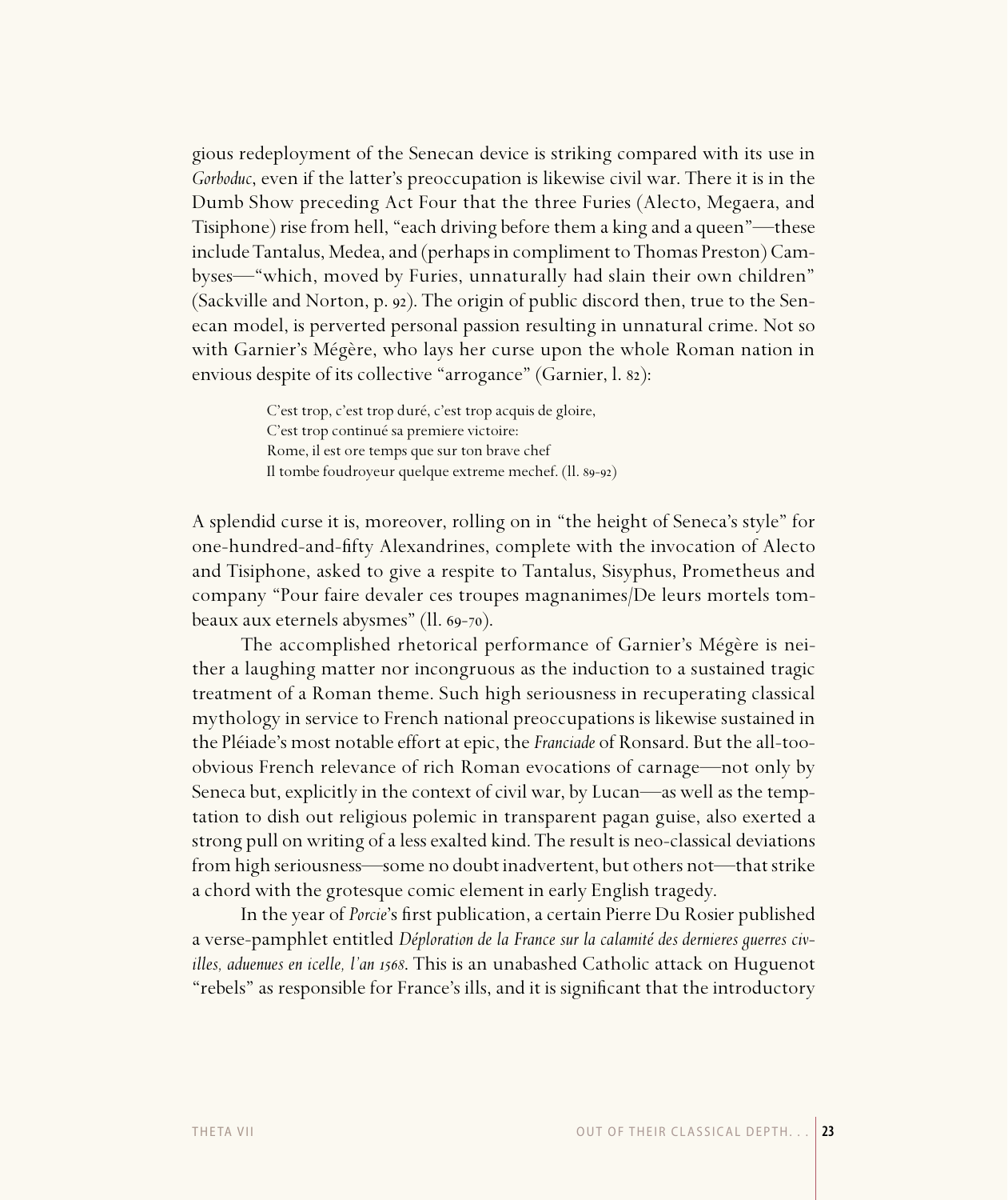gious redeployment of the Senecan device is striking compared with its use in *Gorboduc*, even if the latter's preoccupation is likewise civil war. There it is in the Dumb Show preceding Act Four that the three Furies (Alecto, Megaera, and Tisiphone) rise from hell, "each driving before them a king and a queen"—these include Tantalus, Medea, and (perhaps in compliment to Thomas Preston) Cambyses—"which, moved by Furies, unnaturally had slain their own children" (Sackville and Norton, p. 92). The origin of public discord then, true to the Senecan model, is perverted personal passion resulting in unnatural crime. Not so with Garnier's Mégère, who lays her curse upon the whole Roman nation in envious despite of its collective "arrogance" (Garnier, l. 82):

> C'est trop, c'est trop duré, c'est trop acquis de gloire,
> C'est trop continué sa premiere victoire:
> Rome, il est ore temps que sur ton brave chef
> Il tombe foudroyeur quelque extreme mechef. (ll. 89-92)

A splendid curse it is, moreover, rolling on in "the height of Seneca's style" for one-hundred-and-fifty Alexandrines, complete with the invocation of Alecto and Tisiphone, asked to give a respite to Tantalus, Sisyphus, Prometheus and company "Pour faire devaler ces troupes magnanimes/De leurs mortels tombeaux aux eternels abysmes" (ll. 69-70).

The accomplished rhetorical performance of Garnier's Mégère is neither a laughing matter nor incongruous as the induction to a sustained tragic treatment of a Roman theme. Such high seriousness in recuperating classical mythology in service to French national preoccupations is likewise sustained in the Pléiade's most notable effort at epic, the *Franciade* of Ronsard. But the all-too-obvious French relevance of rich Roman evocations of carnage—not only by Seneca but, explicitly in the context of civil war, by Lucan—as well as the temptation to dish out religious polemic in transparent pagan guise, also exerted a strong pull on writing of a less exalted kind. The result is neo-classical deviations from high seriousness—some no doubt inadvertent, but others not—that strike a chord with the grotesque comic element in early English tragedy.

In the year of *Porcie*'s first publication, a certain Pierre Du Rosier published a verse-pamphlet entitled *Déploration de la France sur la calamité des dernieres guerres civilles, aduenues en icelle, l'an 1568*. This is an unabashed Catholic attack on Huguenot "rebels" as responsible for France's ills, and it is significant that the introductory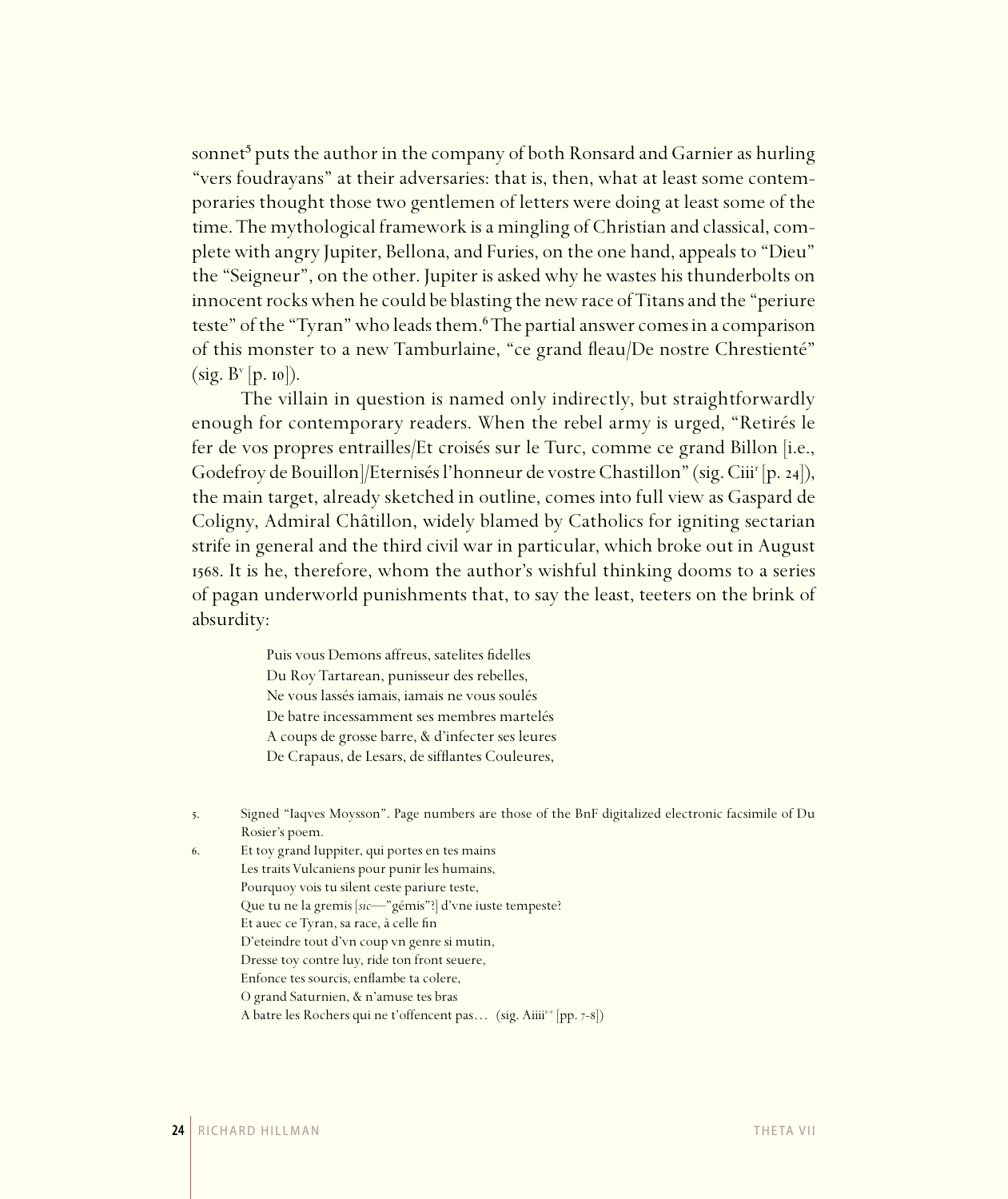sonnet[5] puts the author in the company of both Ronsard and Garnier as hurling "vers foudrayans" at their adversaries: that is, then, what at least some contemporaries thought those two gentlemen of letters were doing at least some of the time. The mythological framework is a mingling of Christian and classical, complete with angry Jupiter, Bellona, and Furies, on the one hand, appeals to "Dieu" the "Seigneur", on the other. Jupiter is asked why he wastes his thunderbolts on innocent rocks when he could be blasting the new race of Titans and the "periure teste" of the "Tyran" who leads them.[6] The partial answer comes in a comparison of this monster to a new Tamburlaine, "ce grand fleau/De nostre Chrestienté" (sig. B[v] [p. 10]).

The villain in question is named only indirectly, but straightforwardly enough for contemporary readers. When the rebel army is urged, "Retirés le fer de vos propres entrailles/Et croisés sur le Turc, comme ce grand Billon [i.e., Godefroy de Bouillon]/Eternisés l'honneur de vostre Chastillon" (sig. Ciii[r] [p. 24]), the main target, already sketched in outline, comes into full view as Gaspard de Coligny, Admiral Châtillon, widely blamed by Catholics for igniting sectarian strife in general and the third civil war in particular, which broke out in August 1568. It is he, therefore, whom the author's wishful thinking dooms to a series of pagan underworld punishments that, to say the least, teeters on the brink of absurdity:

> Puis vous Demons affreus, satelites fidelles
> Du Roy Tartarean, punisseur des rebelles,
> Ne vous lassés iamais, iamais ne vous soulés
> De batre incessamment ses membres martelés
> A coups de grosse barre, & d'infecter ses leures
> De Crapaus, de Lesars, de sifflantes Couleures,

5. Signed "Iaqves Moysson". Page numbers are those of the BnF digitalized electronic facsimile of Du Rosier's poem.

6. Et toy grand Iuppiter, qui portes en tes mains
Les traits Vulcaniens pour punir les humains,
Pourquoy vois tu silent ceste pariure teste,
Que tu ne la gremis [*sic*—"gémis"?] d'vne iuste tempeste?
Et auec ce Tyran, sa race, à celle fin
D'eteindre tout d'vn coup vn genre si mutin,
Dresse toy contre luy, ride ton front seuere,
Enfonce tes sourcis, enflambe ta colere,
O grand Saturnien, & n'amuse tes bras
A batre les Rochers qui ne t'offencent pas… (sig. Aiiii[r-v] [pp. 7-8])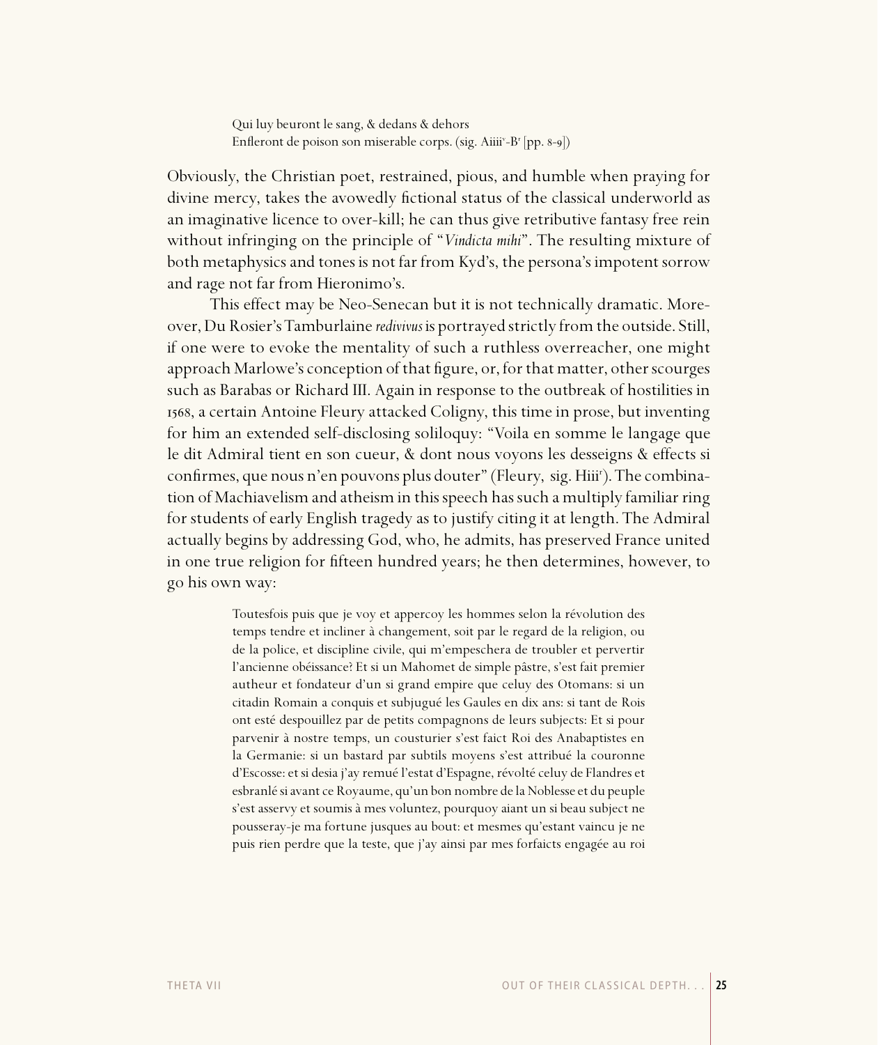> Qui luy beuront le sang, & dedans & dehors
> Enfleront de poison son miserable corps. (sig. Aiiii[v]-B[r] [pp. 8-9])

Obviously, the Christian poet, restrained, pious, and humble when praying for divine mercy, takes the avowedly fictional status of the classical underworld as an imaginative licence to over-kill; he can thus give retributive fantasy free rein without infringing on the principle of "*Vindicta mihi*". The resulting mixture of both metaphysics and tones is not far from Kyd's, the persona's impotent sorrow and rage not far from Hieronimo's.

This effect may be Neo-Senecan but it is not technically dramatic. Moreover, Du Rosier's Tamburlaine *redivivus* is portrayed strictly from the outside. Still, if one were to evoke the mentality of such a ruthless overreacher, one might approach Marlowe's conception of that figure, or, for that matter, other scourges such as Barabas or Richard III. Again in response to the outbreak of hostilities in 1568, a certain Antoine Fleury attacked Coligny, this time in prose, but inventing for him an extended self-disclosing soliloquy: "Voila en somme le langage que le dit Admiral tient en son cueur, & dont nous voyons les desseigns & effects si confirmes, que nous n'en pouvons plus douter" (Fleury, sig. Hiii[r]). The combination of Machiavelism and atheism in this speech has such a multiply familiar ring for students of early English tragedy as to justify citing it at length. The Admiral actually begins by addressing God, who, he admits, has preserved France united in one true religion for fifteen hundred years; he then determines, however, to go his own way:

> Toutesfois puis que je voy et appercoy les hommes selon la révolution des temps tendre et incliner à changement, soit par le regard de la religion, ou de la police, et discipline civile, qui m'empeschera de troubler et pervertir l'ancienne obéissance? Et si un Mahomet de simple pâstre, s'est fait premier autheur et fondateur d'un si grand empire que celuy des Otomans: si un citadin Romain a conquis et subjugué les Gaules en dix ans: si tant de Rois ont esté despouillez par de petits compagnons de leurs subjects: Et si pour parvenir à nostre temps, un cousturier s'est faict Roi des Anabaptistes en la Germanie: si un bastard par subtils moyens s'est attribué la couronne d'Escosse: et si desia j'ay remué l'estat d'Espagne, révolté celuy de Flandres et esbranlé si avant ce Royaume, qu'un bon nombre de la Noblesse et du peuple s'est asservy et soumis à mes voluntez, pourquoy aiant un si beau subject ne pousseray-je ma fortune jusques au bout: et mesmes qu'estant vaincu je ne puis rien perdre que la teste, que j'ay ainsi par mes forfaicts engagée au roi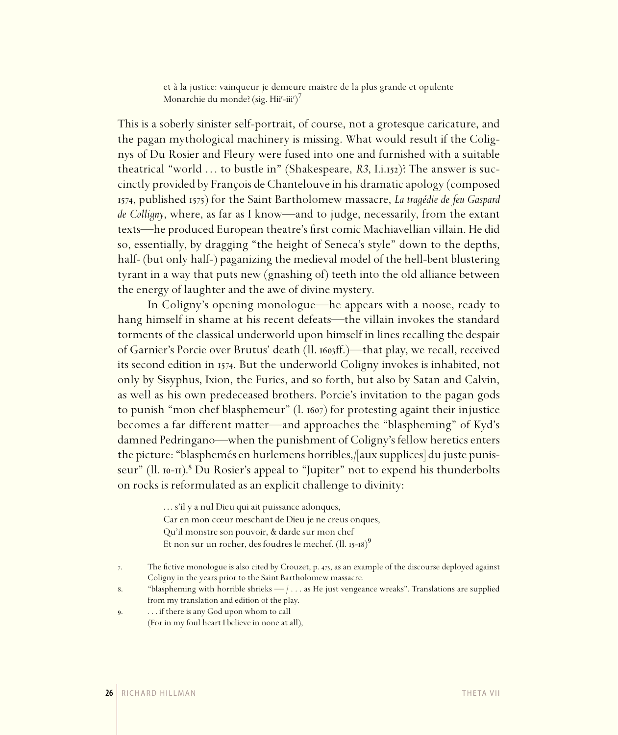> et à la justice: vainqueur je demeure maistre de la plus grande et opulente Monarchie du monde? (sig. Hii$^{r}$-iii$^{r}$)[7]

This is a soberly sinister self-portrait, of course, not a grotesque caricature, and the pagan mythological machinery is missing. What would result if the Colignys of Du Rosier and Fleury were fused into one and furnished with a suitable theatrical "world … to bustle in" (Shakespeare, *R3*, I.i.152)? The answer is succinctly provided by François de Chantelouve in his dramatic apology (composed 1574, published 1575) for the Saint Bartholomew massacre, *La tragédie de feu Gaspard de Colligny*, where, as far as I know—and to judge, necessarily, from the extant texts—he produced European theatre's first comic Machiavellian villain. He did so, essentially, by dragging "the height of Seneca's style" down to the depths, half- (but only half-) paganizing the medieval model of the hell-bent blustering tyrant in a way that puts new (gnashing of) teeth into the old alliance between the energy of laughter and the awe of divine mystery.

In Coligny's opening monologue—he appears with a noose, ready to hang himself in shame at his recent defeats—the villain invokes the standard torments of the classical underworld upon himself in lines recalling the despair of Garnier's Porcie over Brutus' death (ll. 1603ff.)—that play, we recall, received its second edition in 1574. But the underworld Coligny invokes is inhabited, not only by Sisyphus, Ixion, the Furies, and so forth, but also by Satan and Calvin, as well as his own predeceased brothers. Porcie's invitation to the pagan gods to punish "mon chef blasphemeur" (l. 1607) for protesting againt their injustice becomes a far different matter—and approaches the "blaspheming" of Kyd's damned Pedringano—when the punishment of Coligny's fellow heretics enters the picture: "blasphemés en hurlemens horribles,/[aux supplices] du juste punisseur" (ll. 10-11).[8] Du Rosier's appeal to "Jupiter" not to expend his thunderbolts on rocks is reformulated as an explicit challenge to divinity:

> … s'il y a nul Dieu qui ait puissance adonques,
> Car en mon cœur meschant de Dieu je ne creus onques,
> Qu'il monstre son pouvoir, & darde sur mon chef
> Et non sur un rocher, des foudres le mechef. (ll. 15-18)[9]

7. The fictive monologue is also cited by Crouzet, p. 473, as an example of the discourse deployed against Coligny in the years prior to the Saint Bartholomew massacre.

8. "blaspheming with horrible shrieks — / . . . as He just vengeance wreaks". Translations are supplied from my translation and edition of the play.

9. . . . if there is any God upon whom to call
(For in my foul heart I believe in none at all),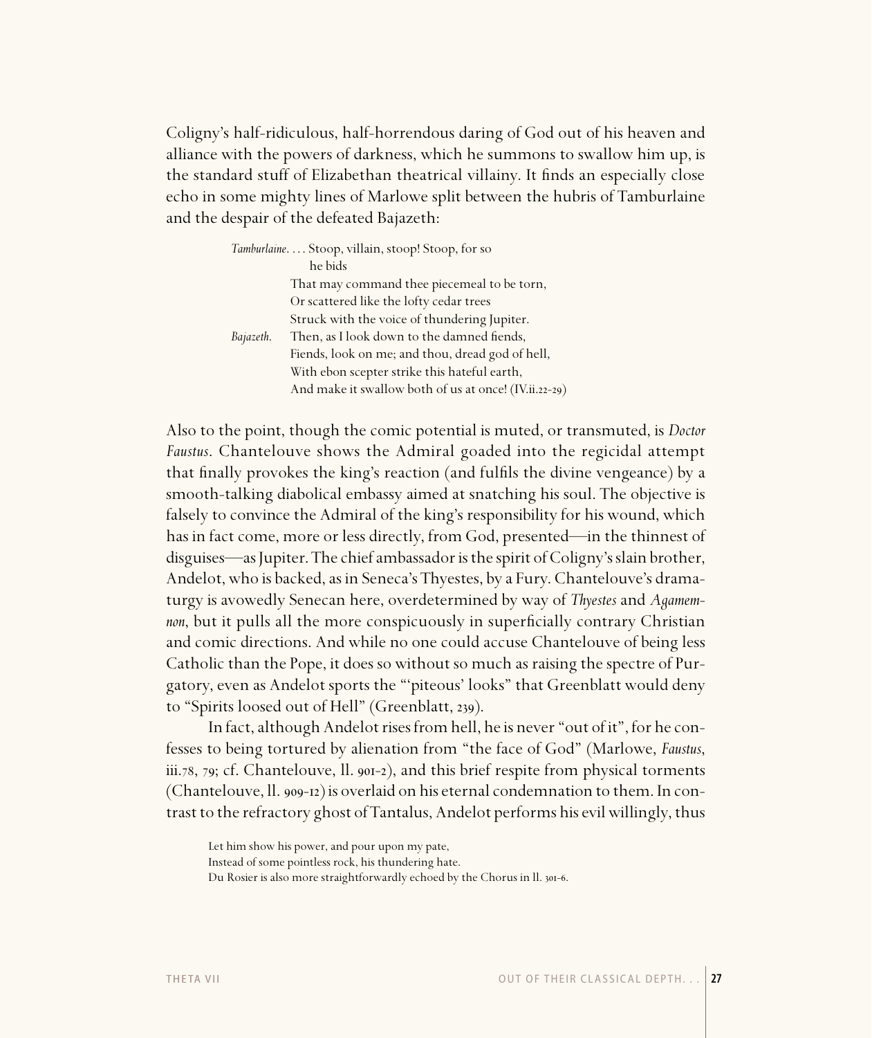Coligny's half-ridiculous, half-horrendous daring of God out of his heaven and alliance with the powers of darkness, which he summons to swallow him up, is the standard stuff of Elizabethan theatrical villainy. It finds an especially close echo in some mighty lines of Marlowe split between the hubris of Tamburlaine and the despair of the defeated Bajazeth:

> *Tamburlaine*. . . . Stoop, villain, stoop! Stoop, for so he bids
> That may command thee piecemeal to be torn,
> Or scattered like the lofty cedar trees
> Struck with the voice of thundering Jupiter.
> *Bajazeth*. Then, as I look down to the damned fiends,
> Fiends, look on me; and thou, dread god of hell,
> With ebon scepter strike this hateful earth,
> And make it swallow both of us at once! (IV.ii.22-29)

Also to the point, though the comic potential is muted, or transmuted, is *Doctor Faustus*. Chantelouve shows the Admiral goaded into the regicidal attempt that finally provokes the king's reaction (and fulfils the divine vengeance) by a smooth-talking diabolical embassy aimed at snatching his soul. The objective is falsely to convince the Admiral of the king's responsibility for his wound, which has in fact come, more or less directly, from God, presented—in the thinnest of disguises—as Jupiter. The chief ambassador is the spirit of Coligny's slain brother, Andelot, who is backed, as in Seneca's Thyestes, by a Fury. Chantelouve's dramaturgy is avowedly Senecan here, overdetermined by way of *Thyestes* and *Agamemnon*, but it pulls all the more conspicuously in superficially contrary Christian and comic directions. And while no one could accuse Chantelouve of being less Catholic than the Pope, it does so without so much as raising the spectre of Purgatory, even as Andelot sports the "'piteous' looks" that Greenblatt would deny to "Spirits loosed out of Hell" (Greenblatt, 239).

In fact, although Andelot rises from hell, he is never "out of it", for he confesses to being tortured by alienation from "the face of God" (Marlowe, *Faustus*, iii.78, 79; cf. Chantelouve, ll. 901-2), and this brief respite from physical torments (Chantelouve, ll. 909-12) is overlaid on his eternal condemnation to them. In contrast to the refractory ghost of Tantalus, Andelot performs his evil willingly, thus

Let him show his power, and pour upon my pate,
Instead of some pointless rock, his thundering hate.
Du Rosier is also more straightforwardly echoed by the Chorus in ll. 301-6.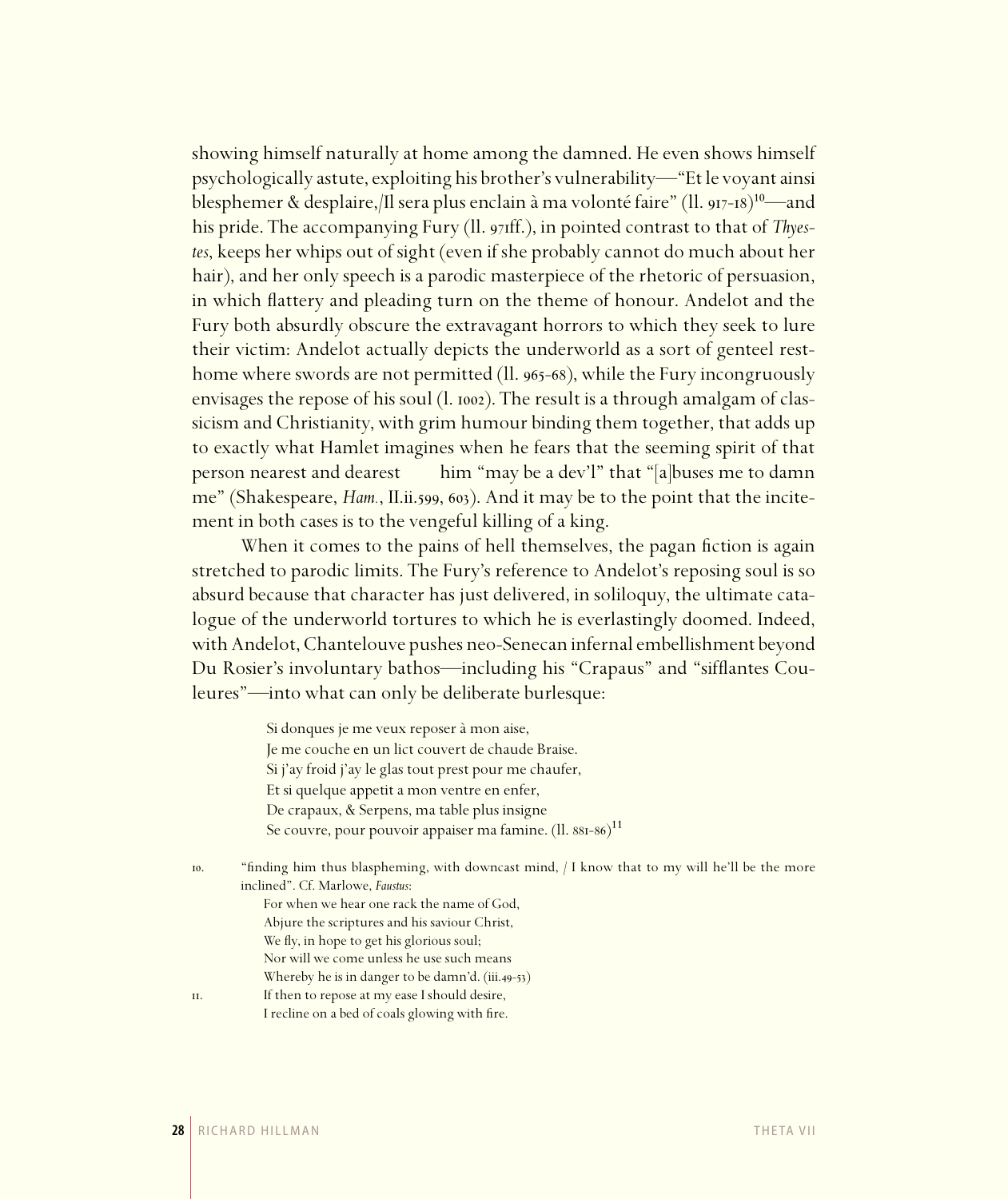showing himself naturally at home among the damned. He even shows himself psychologically astute, exploiting his brother's vulnerability—"Et le voyant ainsi blesphemer & desplaire,/Il sera plus enclain à ma volonté faire" (ll. 917-18)[10]—and his pride. The accompanying Fury (ll. 971ff.), in pointed contrast to that of *Thyestes*, keeps her whips out of sight (even if she probably cannot do much about her hair), and her only speech is a parodic masterpiece of the rhetoric of persuasion, in which flattery and pleading turn on the theme of honour. Andelot and the Fury both absurdly obscure the extravagant horrors to which they seek to lure their victim: Andelot actually depicts the underworld as a sort of genteel rest-home where swords are not permitted (ll. 965-68), while the Fury incongruously envisages the repose of his soul (l. 1002). The result is a through amalgam of classicism and Christianity, with grim humour binding them together, that adds up to exactly what Hamlet imagines when he fears that the seeming spirit of that person nearest and dearest him "may be a dev'l" that "[a]buses me to damn me" (Shakespeare, *Ham.*, II.ii.599, 603). And it may be to the point that the incitement in both cases is to the vengeful killing of a king.

When it comes to the pains of hell themselves, the pagan fiction is again stretched to parodic limits. The Fury's reference to Andelot's reposing soul is so absurd because that character has just delivered, in soliloquy, the ultimate catalogue of the underworld tortures to which he is everlastingly doomed. Indeed, with Andelot, Chantelouve pushes neo-Senecan infernal embellishment beyond Du Rosier's involuntary bathos—including his "Crapaus" and "sifflantes Couleures"—into what can only be deliberate burlesque:

> Si donques je me veux reposer à mon aise,
> Je me couche en un lict couvert de chaude Braise.
> Si j'ay froid j'ay le glas tout prest pour me chaufer,
> Et si quelque appetit a mon ventre en enfer,
> De crapaux, & Serpens, ma table plus insigne
> Se couvre, pour pouvoir appaiser ma famine. (ll. 881-86)[11]

10. "finding him thus blaspheming, with downcast mind, / I know that to my will he'll be the more inclined". Cf. Marlowe, *Faustus*:

> For when we hear one rack the name of God,
> Abjure the scriptures and his saviour Christ,
> We fly, in hope to get his glorious soul;
> Nor will we come unless he use such means
> Whereby he is in danger to be damn'd. (iii.49-53)

11. If then to repose at my ease I should desire,
I recline on a bed of coals glowing with fire.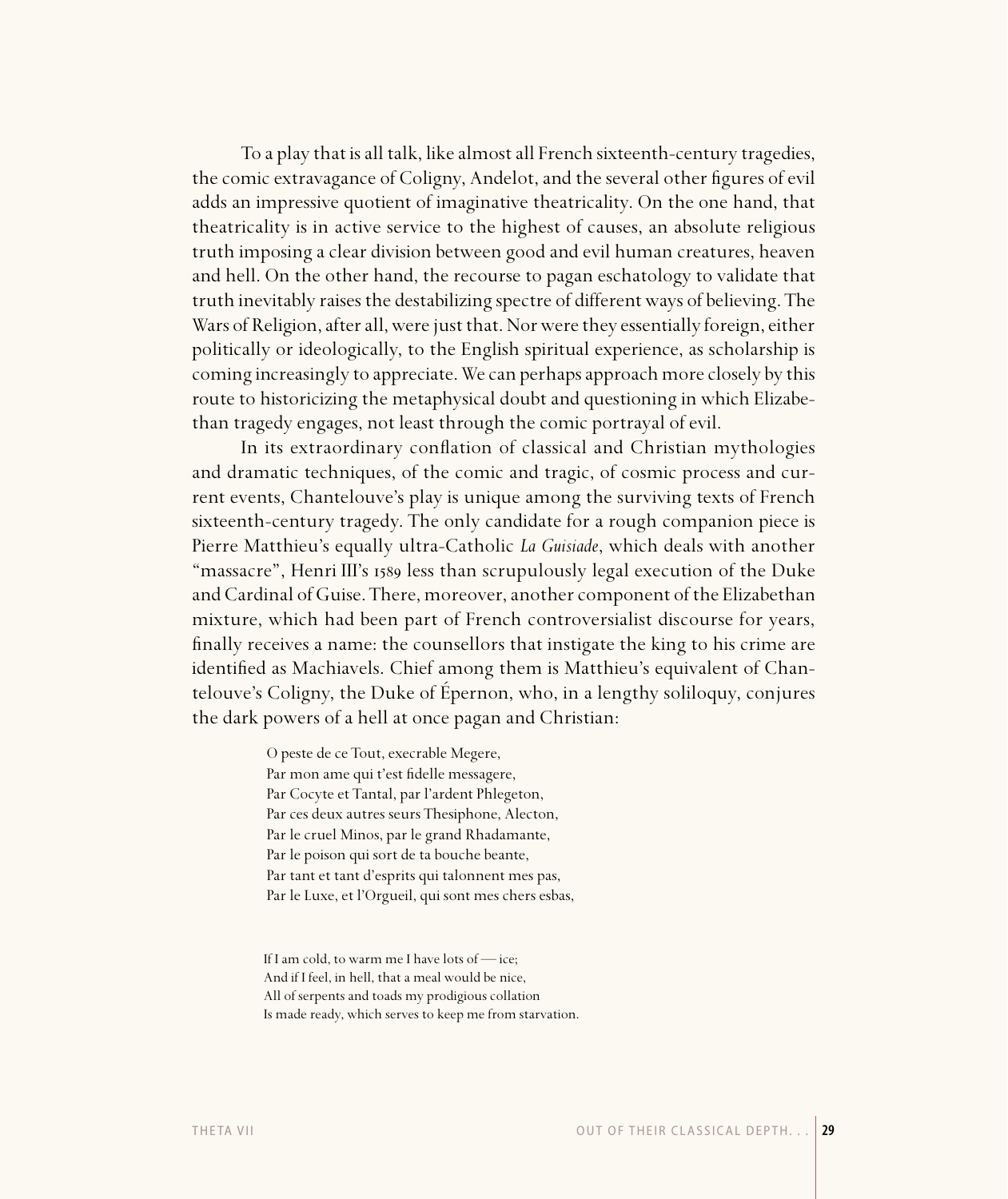To a play that is all talk, like almost all French sixteenth-century tragedies, the comic extravagance of Coligny, Andelot, and the several other figures of evil adds an impressive quotient of imaginative theatricality. On the one hand, that theatricality is in active service to the highest of causes, an absolute religious truth imposing a clear division between good and evil human creatures, heaven and hell. On the other hand, the recourse to pagan eschatology to validate that truth inevitably raises the destabilizing spectre of different ways of believing. The Wars of Religion, after all, were just that. Nor were they essentially foreign, either politically or ideologically, to the English spiritual experience, as scholarship is coming increasingly to appreciate. We can perhaps approach more closely by this route to historicizing the metaphysical doubt and questioning in which Elizabethan tragedy engages, not least through the comic portrayal of evil.

In its extraordinary conflation of classical and Christian mythologies and dramatic techniques, of the comic and tragic, of cosmic process and current events, Chantelouve's play is unique among the surviving texts of French sixteenth-century tragedy. The only candidate for a rough companion piece is Pierre Matthieu's equally ultra-Catholic *La Guisiade*, which deals with another "massacre", Henri III's 1589 less than scrupulously legal execution of the Duke and Cardinal of Guise. There, moreover, another component of the Elizabethan mixture, which had been part of French controversialist discourse for years, finally receives a name: the counsellors that instigate the king to his crime are identified as Machiavels. Chief among them is Matthieu's equivalent of Chantelouve's Coligny, the Duke of Épernon, who, in a lengthy soliloquy, conjures the dark powers of a hell at once pagan and Christian:

> O peste de ce Tout, execrable Megere,
> Par mon ame qui t'est fidelle messagere,
> Par Cocyte et Tantal, par l'ardent Phlegeton,
> Par ces deux autres seurs Thesiphone, Alecton,
> Par le cruel Minos, par le grand Rhadamante,
> Par le poison qui sort de ta bouche beante,
> Par tant et tant d'esprits qui talonnent mes pas,
> Par le Luxe, et l'Orgueil, qui sont mes chers esbas,

> If I am cold, to warm me I have lots of — ice;
> And if I feel, in hell, that a meal would be nice,
> All of serpents and toads my prodigious collation
> Is made ready, which serves to keep me from starvation.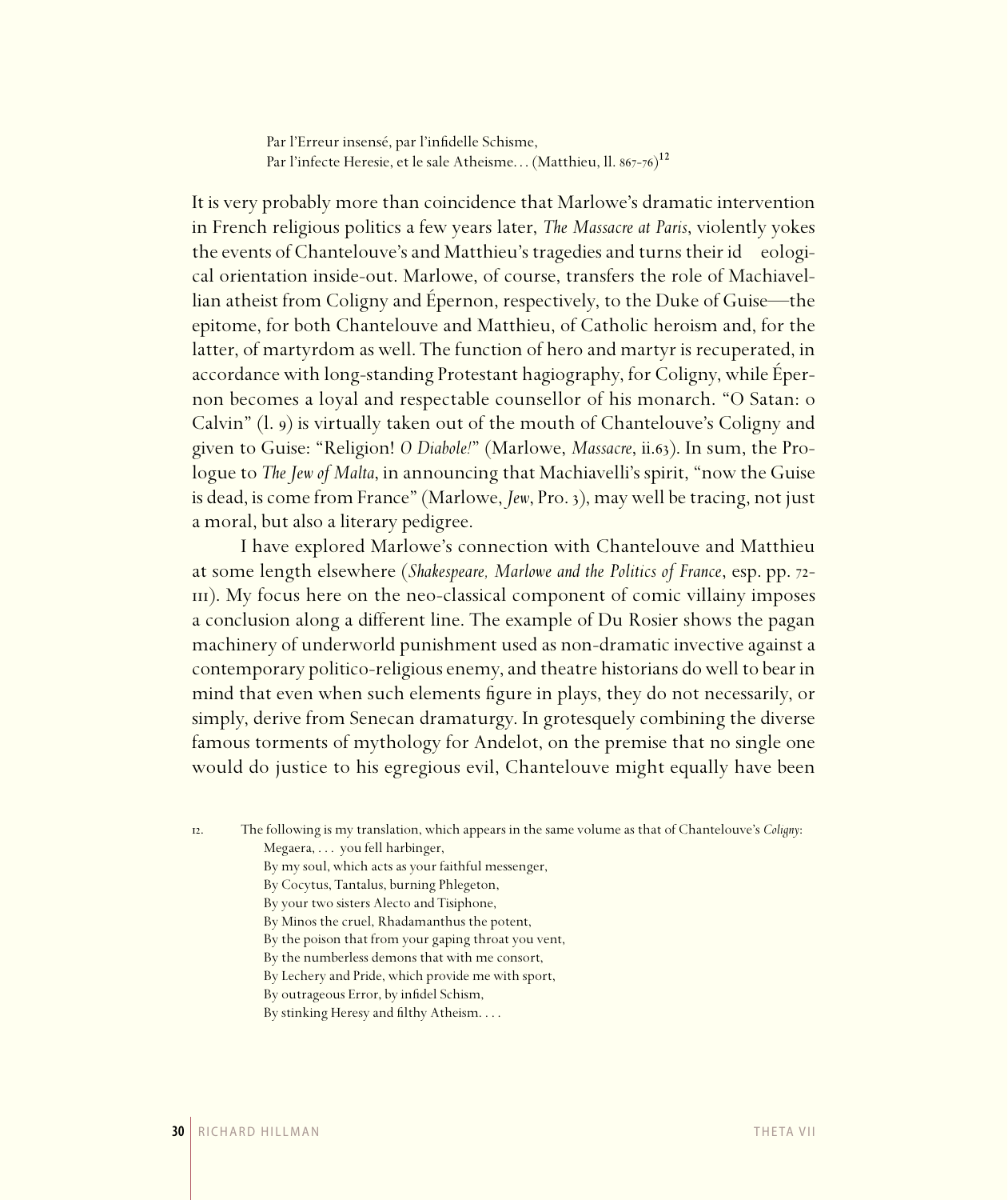> Par l'Erreur insensé, par l'infidelle Schisme,
> Par l'infecte Heresie, et le sale Atheisme… (Matthieu, ll. 867-76)[12]

It is very probably more than coincidence that Marlowe's dramatic intervention in French religious politics a few years later, *The Massacre at Paris*, violently yokes the events of Chantelouve's and Matthieu's tragedies and turns their ideological orientation inside-out. Marlowe, of course, transfers the role of Machiavellian atheist from Coligny and Épernon, respectively, to the Duke of Guise—the epitome, for both Chantelouve and Matthieu, of Catholic heroism and, for the latter, of martyrdom as well. The function of hero and martyr is recuperated, in accordance with long-standing Protestant hagiography, for Coligny, while Épernon becomes a loyal and respectable counsellor of his monarch. "O Satan: o Calvin" (l. 9) is virtually taken out of the mouth of Chantelouve's Coligny and given to Guise: "Religion! *O Diabole!*" (Marlowe, *Massacre*, ii.63). In sum, the Prologue to *The Jew of Malta*, in announcing that Machiavelli's spirit, "now the Guise is dead, is come from France" (Marlowe, *Jew*, Pro. 3), may well be tracing, not just a moral, but also a literary pedigree.

I have explored Marlowe's connection with Chantelouve and Matthieu at some length elsewhere (*Shakespeare, Marlowe and the Politics of France*, esp. pp. 72-111). My focus here on the neo-classical component of comic villainy imposes a conclusion along a different line. The example of Du Rosier shows the pagan machinery of underworld punishment used as non-dramatic invective against a contemporary politico-religious enemy, and theatre historians do well to bear in mind that even when such elements figure in plays, they do not necessarily, or simply, derive from Senecan dramaturgy. In grotesquely combining the diverse famous torments of mythology for Andelot, on the premise that no single one would do justice to his egregious evil, Chantelouve might equally have been

---

12. The following is my translation, which appears in the same volume as that of Chantelouve's *Coligny*:

> Megaera, . . . you fell harbinger,
> By my soul, which acts as your faithful messenger,
> By Cocytus, Tantalus, burning Phlegeton,
> By your two sisters Alecto and Tisiphone,
> By Minos the cruel, Rhadamanthus the potent,
> By the poison that from your gaping throat you vent,
> By the numberless demons that with me consort,
> By Lechery and Pride, which provide me with sport,
> By outrageous Error, by infidel Schism,
> By stinking Heresy and filthy Atheism. . . .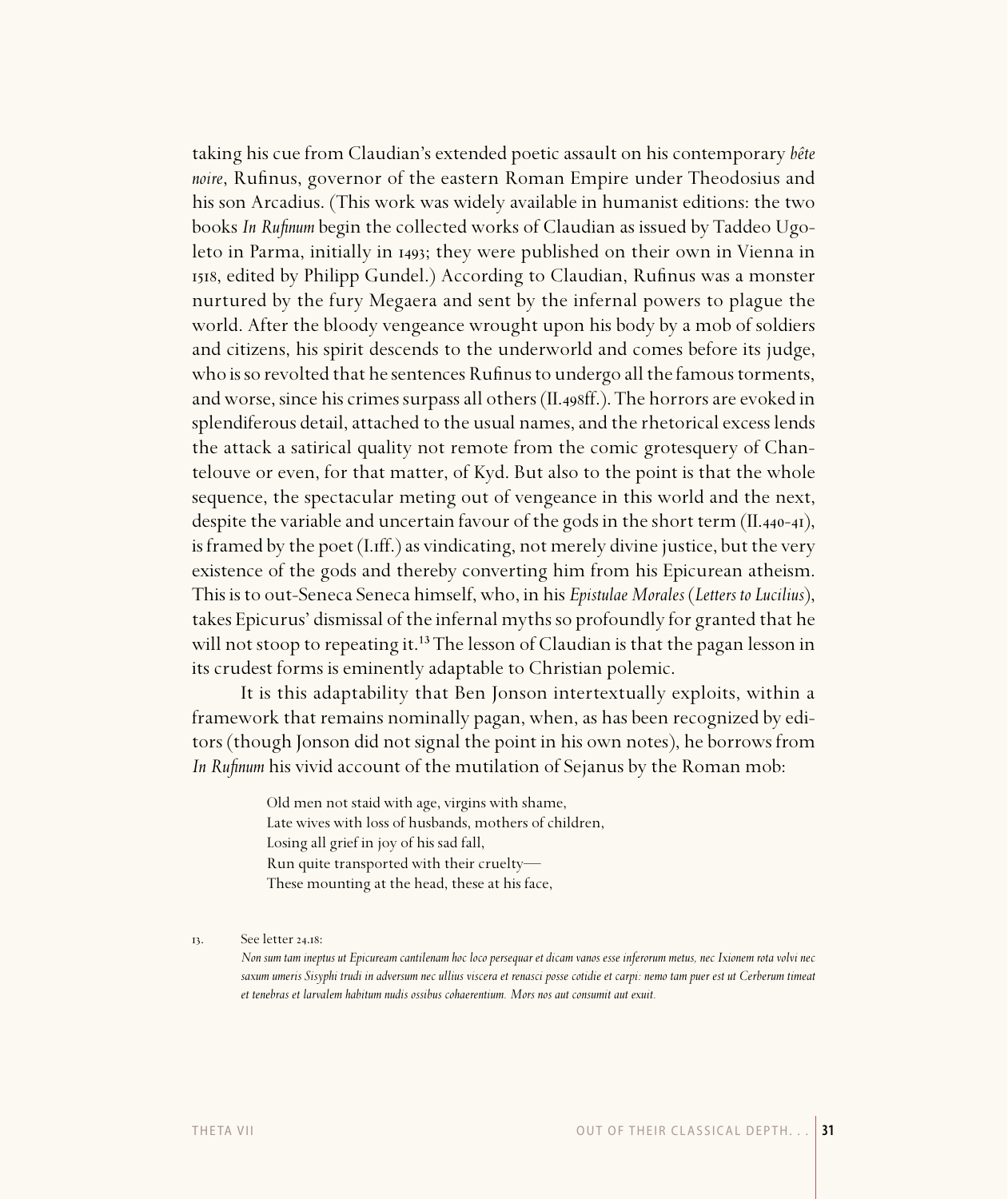taking his cue from Claudian's extended poetic assault on his contemporary *bête noire*, Rufinus, governor of the eastern Roman Empire under Theodosius and his son Arcadius. (This work was widely available in humanist editions: the two books *In Rufinum* begin the collected works of Claudian as issued by Taddeo Ugoleto in Parma, initially in 1493; they were published on their own in Vienna in 1518, edited by Philipp Gundel.) According to Claudian, Rufinus was a monster nurtured by the fury Megaera and sent by the infernal powers to plague the world. After the bloody vengeance wrought upon his body by a mob of soldiers and citizens, his spirit descends to the underworld and comes before its judge, who is so revolted that he sentences Rufinus to undergo all the famous torments, and worse, since his crimes surpass all others (II.498ff.). The horrors are evoked in splendiferous detail, attached to the usual names, and the rhetorical excess lends the attack a satirical quality not remote from the comic grotesquery of Chantelouve or even, for that matter, of Kyd. But also to the point is that the whole sequence, the spectacular meting out of vengeance in this world and the next, despite the variable and uncertain favour of the gods in the short term (II.440-41), is framed by the poet (I.1ff.) as vindicating, not merely divine justice, but the very existence of the gods and thereby converting him from his Epicurean atheism. This is to out-Seneca Seneca himself, who, in his *Epistulae Morales* (*Letters to Lucilius*), takes Epicurus' dismissal of the infernal myths so profoundly for granted that he will not stoop to repeating it.[13] The lesson of Claudian is that the pagan lesson in its crudest forms is eminently adaptable to Christian polemic.

It is this adaptability that Ben Jonson intertextually exploits, within a framework that remains nominally pagan, when, as has been recognized by editors (though Jonson did not signal the point in his own notes), he borrows from *In Rufinum* his vivid account of the mutilation of Sejanus by the Roman mob:

> Old men not staid with age, virgins with shame,
> Late wives with loss of husbands, mothers of children,
> Losing all grief in joy of his sad fall,
> Run quite transported with their cruelty—
> These mounting at the head, these at his face,

13. See letter 24.18:
*Non sum tam ineptus ut Epicuream cantilenam hoc loco persequar et dicam vanos esse inferorum metus, nec Ixionem rota volvi nec saxum umeris Sisyphi trudi in adversum nec ullius viscera et renasci posse cotidie et carpi: nemo tam puer est ut Cerberum timeat et tenebras et larvalem habitum nudis ossibus cohaerentium. Mors nos aut consumit aut exuit.*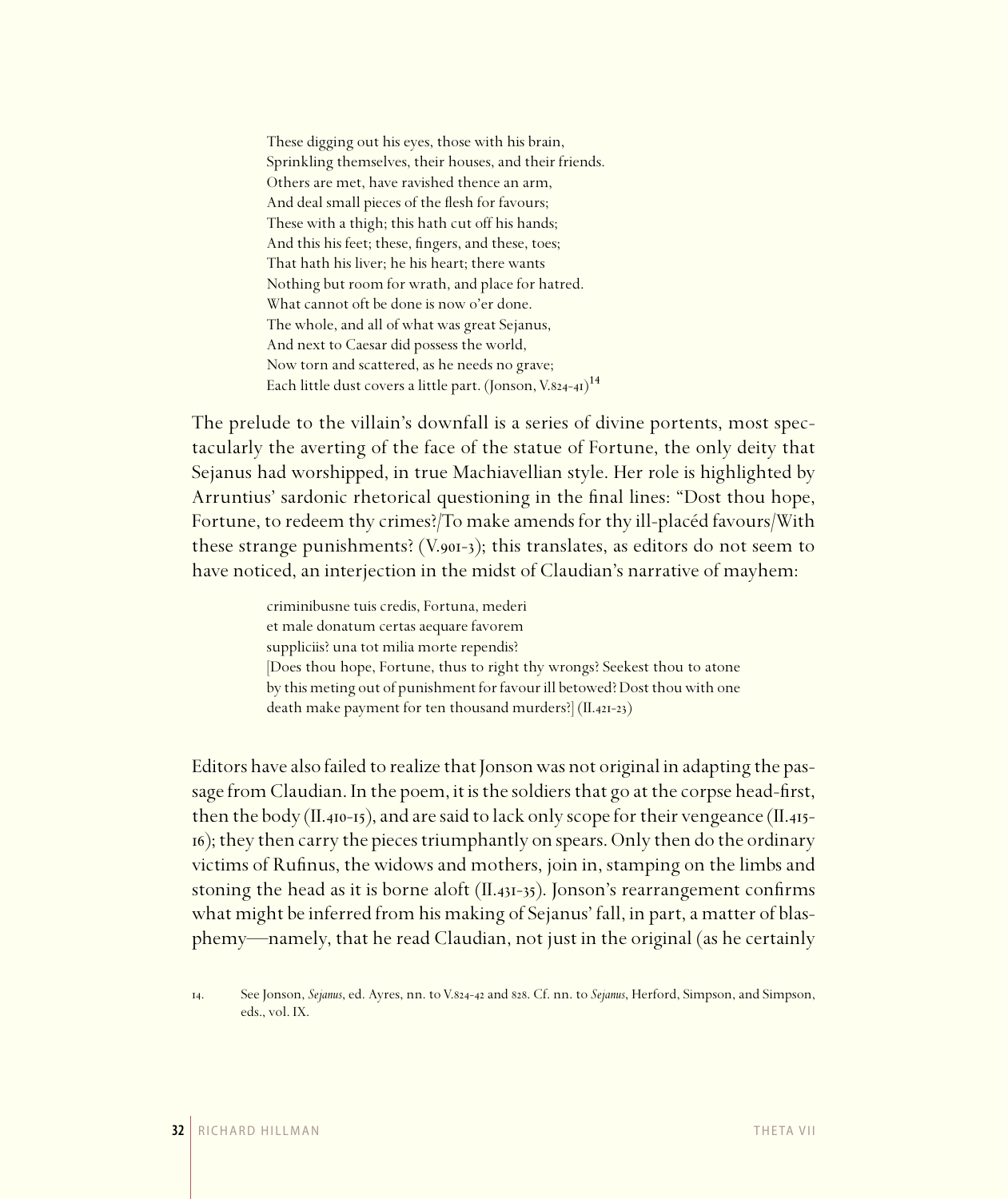> These digging out his eyes, those with his brain,
> Sprinkling themselves, their houses, and their friends.
> Others are met, have ravished thence an arm,
> And deal small pieces of the flesh for favours;
> These with a thigh; this hath cut off his hands;
> And this his feet; these, fingers, and these, toes;
> That hath his liver; he his heart; there wants
> Nothing but room for wrath, and place for hatred.
> What cannot oft be done is now o'er done.
> The whole, and all of what was great Sejanus,
> And next to Caesar did possess the world,
> Now torn and scattered, as he needs no grave;
> Each little dust covers a little part. (Jonson, V.824-41)[14]

The prelude to the villain's downfall is a series of divine portents, most spectacularly the averting of the face of the statue of Fortune, the only deity that Sejanus had worshipped, in true Machiavellian style. Her role is highlighted by Arruntius' sardonic rhetorical questioning in the final lines: "Dost thou hope, Fortune, to redeem thy crimes?/To make amends for thy ill-placéd favours/With these strange punishments? (V.901-3); this translates, as editors do not seem to have noticed, an interjection in the midst of Claudian's narrative of mayhem:

> criminibusne tuis credis, Fortuna, mederi
> et male donatum certas aequare favorem
> suppliciis? una tot milia morte rependis?
> [Does thou hope, Fortune, thus to right thy wrongs? Seekest thou to atone by this meting out of punishment for favour ill betowed? Dost thou with one death make payment for ten thousand murders?] (II.421-23)

Editors have also failed to realize that Jonson was not original in adapting the passage from Claudian. In the poem, it is the soldiers that go at the corpse head-first, then the body (II.410-15), and are said to lack only scope for their vengeance (II.415-16); they then carry the pieces triumphantly on spears. Only then do the ordinary victims of Rufinus, the widows and mothers, join in, stamping on the limbs and stoning the head as it is borne aloft (II.431-35). Jonson's rearrangement confirms what might be inferred from his making of Sejanus' fall, in part, a matter of blasphemy—namely, that he read Claudian, not just in the original (as he certainly

14. See Jonson, *Sejanus*, ed. Ayres, nn. to V.824-42 and 828. Cf. nn. to *Sejanus*, Herford, Simpson, and Simpson, eds., vol. IX.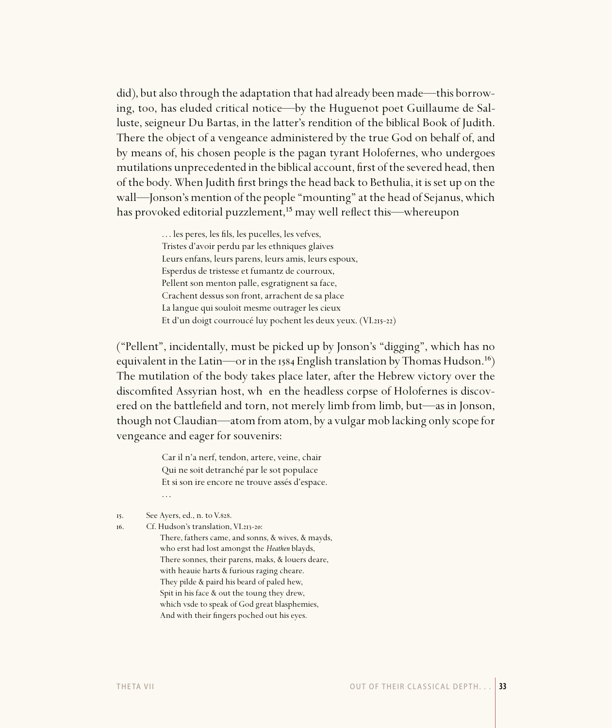did), but also through the adaptation that had already been made—this borrowing, too, has eluded critical notice—by the Huguenot poet Guillaume de Salluste, seigneur Du Bartas, in the latter's rendition of the biblical Book of Judith. There the object of a vengeance administered by the true God on behalf of, and by means of, his chosen people is the pagan tyrant Holofernes, who undergoes mutilations unprecedented in the biblical account, first of the severed head, then of the body. When Judith first brings the head back to Bethulia, it is set up on the wall—Jonson's mention of the people "mounting" at the head of Sejanus, which has provoked editorial puzzlement,[15] may well reflect this—whereupon

> . . . les peres, les fils, les pucelles, les vefves,
> Tristes d'avoir perdu par les ethniques glaives
> Leurs enfans, leurs parens, leurs amis, leurs espoux,
> Esperdus de tristesse et fumantz de courroux,
> Pellent son menton palle, esgratignent sa face,
> Crachent dessus son front, arrachent de sa place
> La langue qui souloit mesme outrager les cieux
> Et d'un doigt courroucé luy pochent les deux yeux. (VI.215-22)

("Pellent", incidentally, must be picked up by Jonson's "digging", which has no equivalent in the Latin—or in the 1584 English translation by Thomas Hudson.[16]) The mutilation of the body takes place later, after the Hebrew victory over the discomfited Assyrian host, when the headless corpse of Holofernes is discovered on the battlefield and torn, not merely limb from limb, but—as in Jonson, though not Claudian—atom from atom, by a vulgar mob lacking only scope for vengeance and eager for souvenirs:

> Car il n'a nerf, tendon, artere, veine, chair
> Qui ne soit detranché par le sot populace
> Et si son ire encore ne trouve assés d'espace.
> . . .

15. See Ayers, ed., n. to V.828.

16. Cf. Hudson's translation, VI.213-20:

> There, fathers came, and sonns, & wives, & mayds,
> who erst had lost amongst the *Heathen* blayds,
> There sonnes, their parens, maks, & louers deare,
> with heauie harts & furious raging cheare.
> They pilde & paird his beard of paled hew,
> Spit in his face & out the toung they drew,
> which vsde to speak of God great blasphemies,
> And with their fingers poched out his eyes.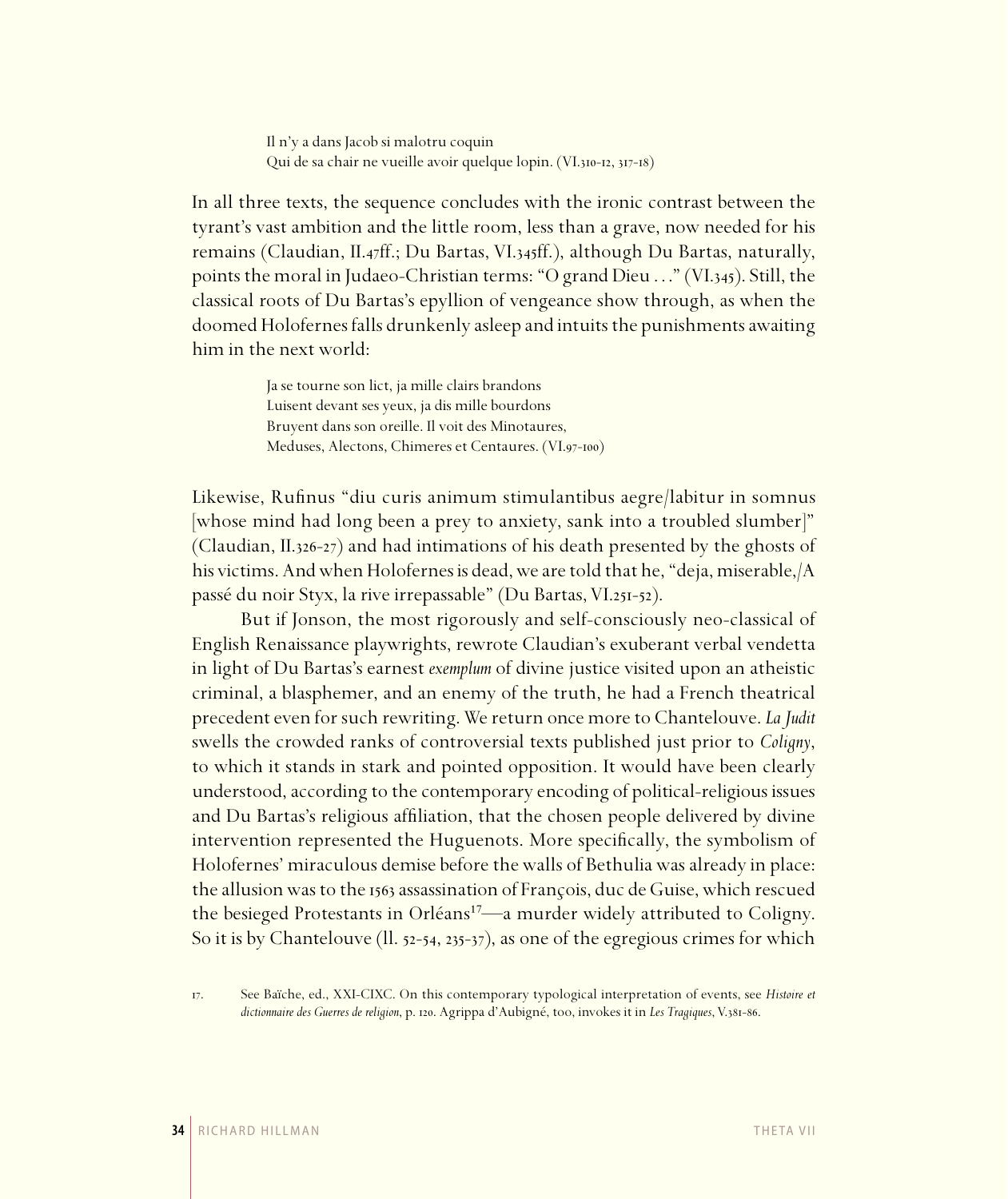> Il n'y a dans Jacob si malotru coquin
> Qui de sa chair ne vueille avoir quelque lopin. (VI.310-12, 317-18)

In all three texts, the sequence concludes with the ironic contrast between the tyrant's vast ambition and the little room, less than a grave, now needed for his remains (Claudian, II.47ff.; Du Bartas, VI.345ff.), although Du Bartas, naturally, points the moral in Judaeo-Christian terms: "O grand Dieu . . ." (VI.345). Still, the classical roots of Du Bartas's epyllion of vengeance show through, as when the doomed Holofernes falls drunkenly asleep and intuits the punishments awaiting him in the next world:

> Ja se tourne son lict, ja mille clairs brandons
> Luisent devant ses yeux, ja dis mille bourdons
> Bruyent dans son oreille. Il voit des Minotaures,
> Meduses, Alectons, Chimeres et Centaures. (VI.97-100)

Likewise, Rufinus "diu curis animum stimulantibus aegre/labitur in somnus [whose mind had long been a prey to anxiety, sank into a troubled slumber]" (Claudian, II.326-27) and had intimations of his death presented by the ghosts of his victims. And when Holofernes is dead, we are told that he, "deja, miserable,/A passé du noir Styx, la rive irrepassable" (Du Bartas, VI.251-52).

But if Jonson, the most rigorously and self-consciously neo-classical of English Renaissance playwrights, rewrote Claudian's exuberant verbal vendetta in light of Du Bartas's earnest *exemplum* of divine justice visited upon an atheistic criminal, a blasphemer, and an enemy of the truth, he had a French theatrical precedent even for such rewriting. We return once more to Chantelouve. *La Judit* swells the crowded ranks of controversial texts published just prior to *Coligny*, to which it stands in stark and pointed opposition. It would have been clearly understood, according to the contemporary encoding of political-religious issues and Du Bartas's religious affiliation, that the chosen people delivered by divine intervention represented the Huguenots. More specifically, the symbolism of Holofernes' miraculous demise before the walls of Bethulia was already in place: the allusion was to the 1563 assassination of François, duc de Guise, which rescued the besieged Protestants in Orléans[17]—a murder widely attributed to Coligny. So it is by Chantelouve (ll. 52-54, 235-37), as one of the egregious crimes for which

17. See Baïche, ed., XXI-CIXC. On this contemporary typological interpretation of events, see *Histoire et dictionnaire des Guerres de religion*, p. 120. Agrippa d'Aubigné, too, invokes it in *Les Tragiques*, V.381-86.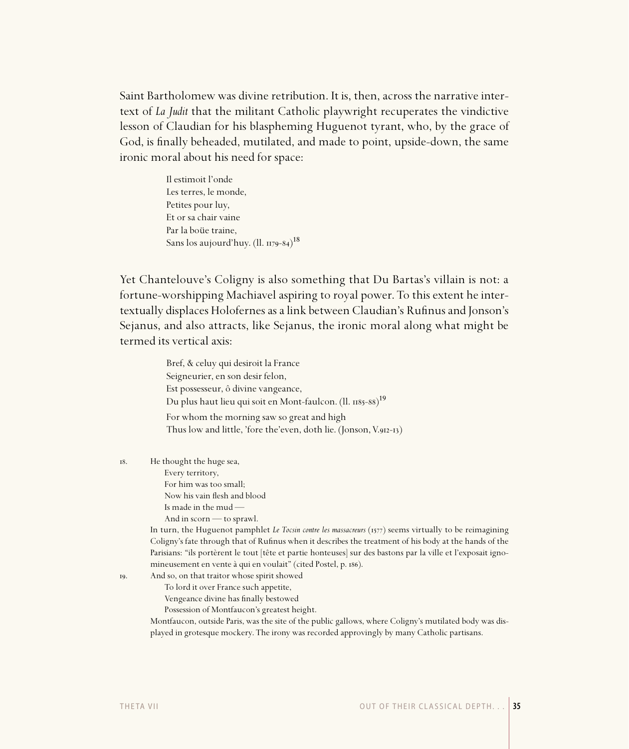Saint Bartholomew was divine retribution. It is, then, across the narrative intertext of *La Judit* that the militant Catholic playwright recuperates the vindictive lesson of Claudian for his blaspheming Huguenot tyrant, who, by the grace of God, is finally beheaded, mutilated, and made to point, upside-down, the same ironic moral about his need for space:

> Il estimoit l'onde  
> Les terres, le monde,  
> Petites pour luy,  
> Et or sa chair vaine  
> Par la boüe traine,  
> Sans los aujourd'huy. (ll. 1179-84)[18]

Yet Chantelouve's Coligny is also something that Du Bartas's villain is not: a fortune-worshipping Machiavel aspiring to royal power. To this extent he intertextually displaces Holofernes as a link between Claudian's Rufinus and Jonson's Sejanus, and also attracts, like Sejanus, the ironic moral along what might be termed its vertical axis:

> Bref, & celuy qui desiroit la France  
> Seigneurier, en son desir felon,  
> Est possesseur, ô divine vangeance,  
> Du plus haut lieu qui soit en Mont-faulcon. (ll. 1185-88)[19]
>
> For whom the morning saw so great and high  
> Thus low and little, 'fore the'even, doth lie. (Jonson, V.912-13)

---

18. He thought the huge sea,  
    Every territory,  
    For him was too small;  
    Now his vain flesh and blood  
    Is made in the mud —  
    And in scorn — to sprawl.

    In turn, the Huguenot pamphlet *Le Tocsin contre les massacreurs* (1577) seems virtually to be reimagining Coligny's fate through that of Rufinus when it describes the treatment of his body at the hands of the Parisians: "ils portèrent le tout [tête et partie honteuses] sur des bastons par la ville et l'exposait ignomineusement en vente à qui en voulait" (cited Postel, p. 186).

19. And so, on that traitor whose spirit showed  
    To lord it over France such appetite,  
    Vengeance divine has finally bestowed  
    Possession of Montfaucon's greatest height.

    Montfaucon, outside Paris, was the site of the public gallows, where Coligny's mutilated body was displayed in grotesque mockery. The irony was recorded approvingly by many Catholic partisans.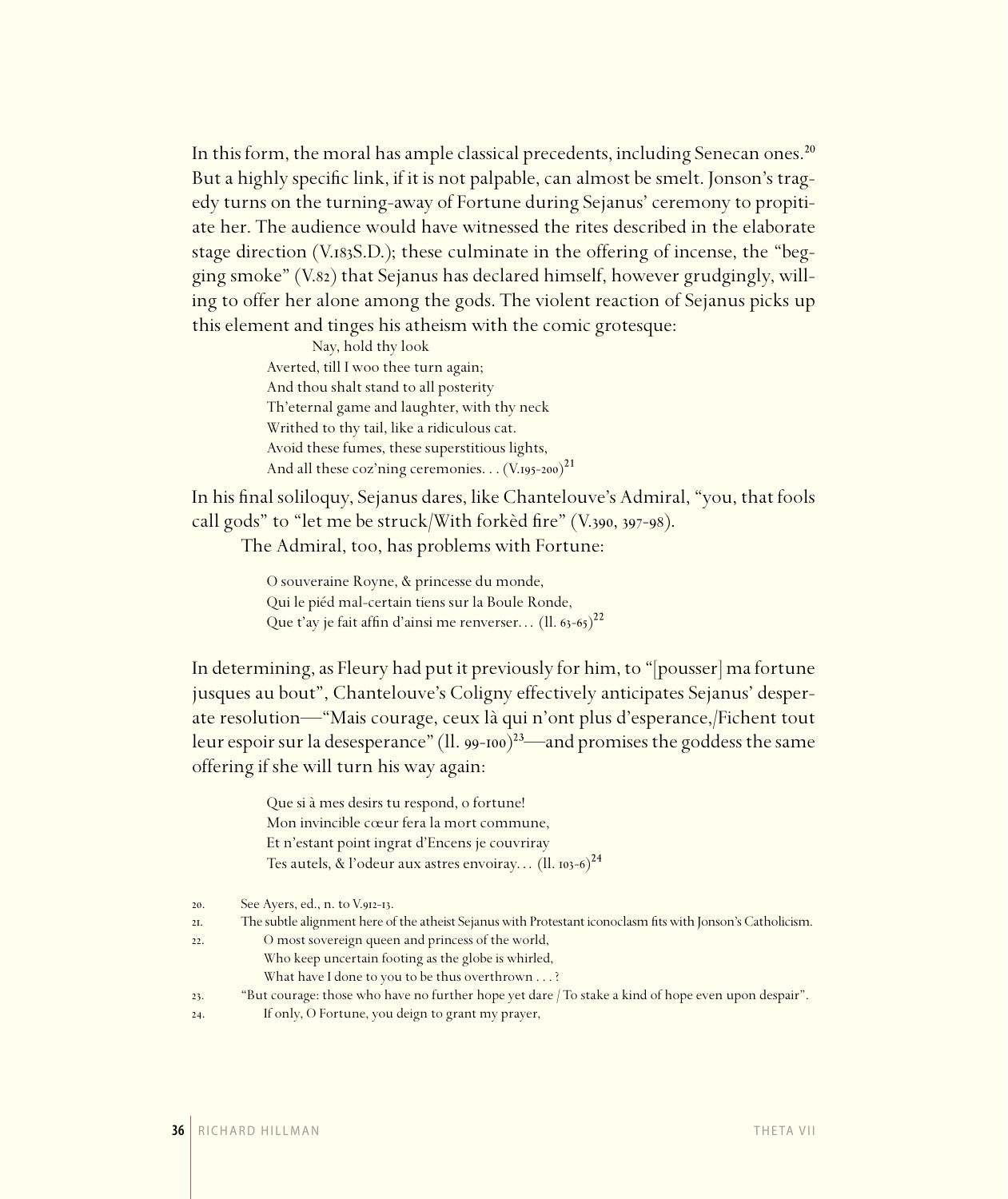In this form, the moral has ample classical precedents, including Senecan ones.[20] But a highly specific link, if it is not palpable, can almost be smelt. Jonson's tragedy turns on the turning-away of Fortune during Sejanus' ceremony to propitiate her. The audience would have witnessed the rites described in the elaborate stage direction (V.183S.D.); these culminate in the offering of incense, the "begging smoke" (V.82) that Sejanus has declared himself, however grudgingly, willing to offer her alone among the gods. The violent reaction of Sejanus picks up this element and tinges his atheism with the comic grotesque:

> Nay, hold thy look  
> Averted, till I woo thee turn again;  
> And thou shalt stand to all posterity  
> Th'eternal game and laughter, with thy neck  
> Writhed to thy tail, like a ridiculous cat.  
> Avoid these fumes, these superstitious lights,  
> And all these coz'ning ceremonies. . . (V.195-200)[21]

In his final soliloquy, Sejanus dares, like Chantelouve's Admiral, "you, that fools call gods" to "let me be struck/With forkèd fire" (V.390, 397-98).

The Admiral, too, has problems with Fortune:

> O souveraine Royne, & princesse du monde,  
> Qui le piéd mal-certain tiens sur la Boule Ronde,  
> Que t'ay je fait affin d'ainsi me renverser… (ll. 63-65)[22]

In determining, as Fleury had put it previously for him, to "[pousser] ma fortune jusques au bout", Chantelouve's Coligny effectively anticipates Sejanus' desperate resolution—"Mais courage, ceux là qui n'ont plus d'esperance,/Fichent tout leur espoir sur la desesperance" (ll. 99-100)[23]—and promises the goddess the same offering if she will turn his way again:

> Que si à mes desirs tu respond, o fortune!  
> Mon invincible cœur fera la mort commune,  
> Et n'estant point ingrat d'Encens je couvriray  
> Tes autels, & l'odeur aux astres envoiray… (ll. 103-6)[24]

20. See Ayers, ed., n. to V.912-13.

21. The subtle alignment here of the atheist Sejanus with Protestant iconoclasm fits with Jonson's Catholicism.

22. O most sovereign queen and princess of the world,  
Who keep uncertain footing as the globe is whirled,  
What have I done to you to be thus overthrown . . . ?

23. "But courage: those who have no further hope yet dare / To stake a kind of hope even upon despair".

24. If only, O Fortune, you deign to grant my prayer,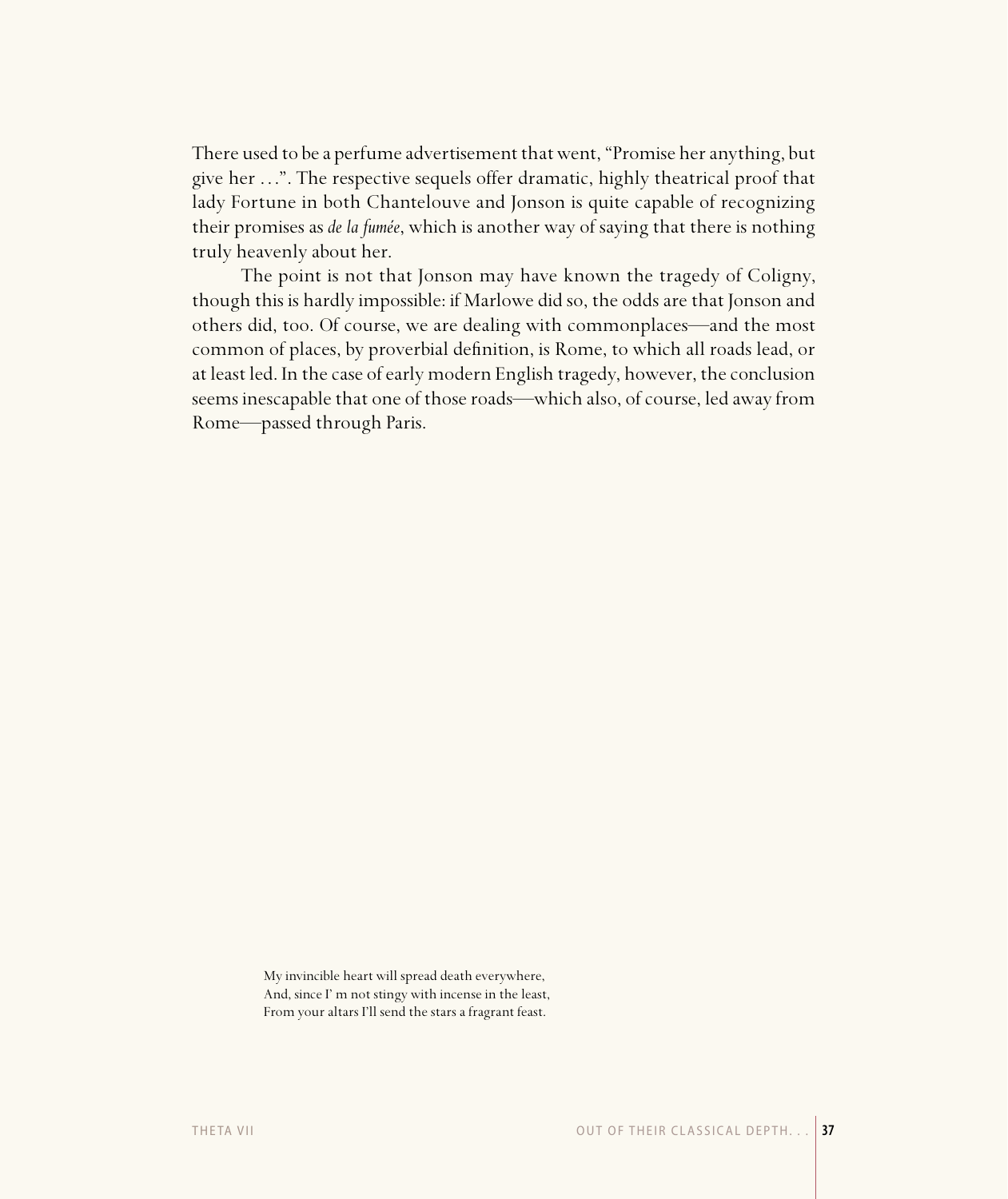There used to be a perfume advertisement that went, "Promise her anything, but give her . . .". The respective sequels offer dramatic, highly theatrical proof that lady Fortune in both Chantelouve and Jonson is quite capable of recognizing their promises as *de la fumée*, which is another way of saying that there is nothing truly heavenly about her.

The point is not that Jonson may have known the tragedy of Coligny, though this is hardly impossible: if Marlowe did so, the odds are that Jonson and others did, too. Of course, we are dealing with commonplaces—and the most common of places, by proverbial definition, is Rome, to which all roads lead, or at least led. In the case of early modern English tragedy, however, the conclusion seems inescapable that one of those roads—which also, of course, led away from Rome—passed through Paris.

My invincible heart will spread death everywhere,  
And, since I' m not stingy with incense in the least,  
From your altars I'll send the stars a fragrant feast.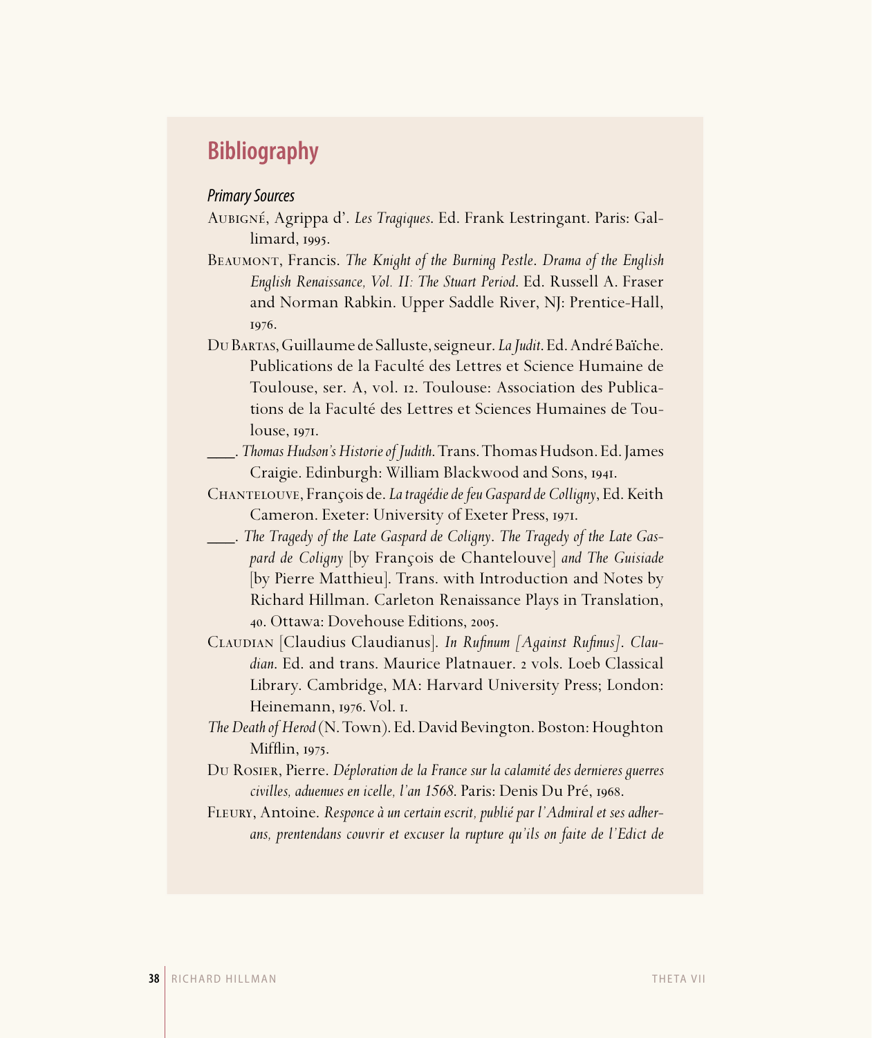## Bibliography

### *Primary Sources*

Aubigné, Agrippa d'. *Les Tragiques*. Ed. Frank Lestringant. Paris: Gallimard, 1995.

Beaumont, Francis. *The Knight of the Burning Pestle*. *Drama of the English English Renaissance, Vol. II: The Stuart Period*. Ed. Russell A. Fraser and Norman Rabkin. Upper Saddle River, NJ: Prentice-Hall, 1976.

Du Bartas, Guillaume de Salluste, seigneur. *La Judit*. Ed. André Baïche. Publications de la Faculté des Lettres et Science Humaine de Toulouse, ser. A, vol. 12. Toulouse: Association des Publications de la Faculté des Lettres et Sciences Humaines de Toulouse, 1971.

———. *Thomas Hudson's Historie of Judith*. Trans. Thomas Hudson. Ed. James Craigie. Edinburgh: William Blackwood and Sons, 1941.

Chantelouve, François de. *La tragédie de feu Gaspard de Colligny*, Ed. Keith Cameron. Exeter: University of Exeter Press, 1971.

———. *The Tragedy of the Late Gaspard de Coligny*. *The Tragedy of the Late Gaspard de Coligny* [by François de Chantelouve] *and The Guisiade* [by Pierre Matthieu]. Trans. with Introduction and Notes by Richard Hillman. Carleton Renaissance Plays in Translation, 40. Ottawa: Dovehouse Editions, 2005.

Claudian [Claudius Claudianus]. *In Rufinum [Against Rufinus]*. *Claudian*. Ed. and trans. Maurice Platnauer. 2 vols. Loeb Classical Library. Cambridge, MA: Harvard University Press; London: Heinemann, 1976. Vol. 1.

*The Death of Herod* (N. Town). Ed. David Bevington. Boston: Houghton Mifflin, 1975.

Du Rosier, Pierre. *Déploration de la France sur la calamité des dernieres guerres civilles, aduenues en icelle, l'an 1568*. Paris: Denis Du Pré, 1968.

Fleury, Antoine. *Responce à un certain escrit, publié par l'Admiral et ses adherans, prentendans couvrir et excuser la rupture qu'ils on faite de l'Edict de*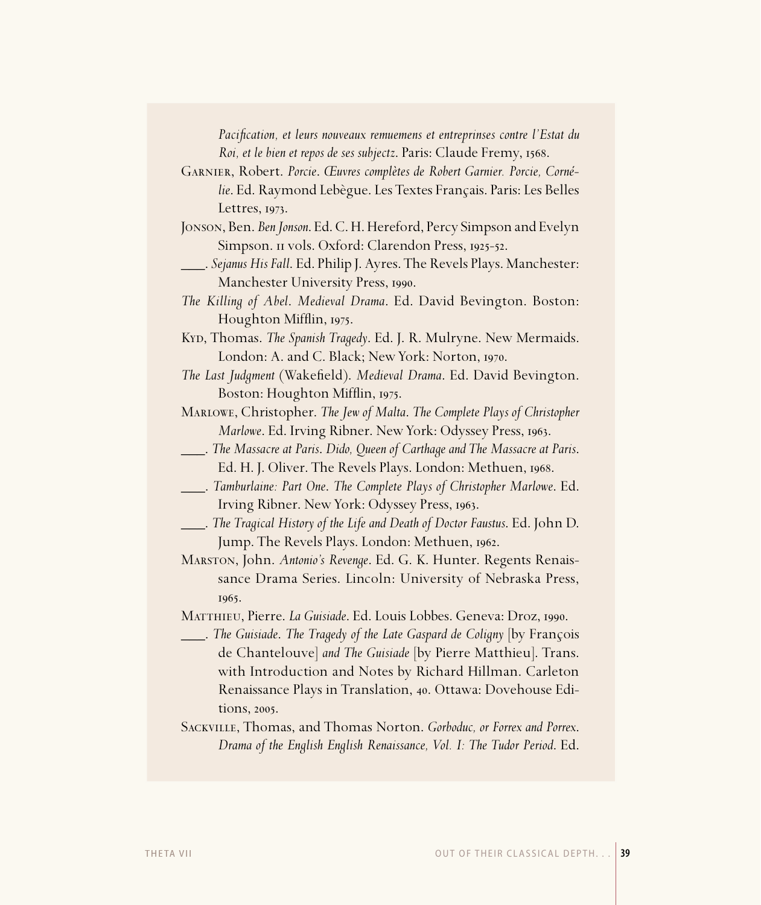*Pacification, et leurs nouveaux remuemens et entreprinses contre l'Estat du Roi, et le bien et repos de ses subjectz*. Paris: Claude Fremy, 1568.

Garnier, Robert. *Porcie*. *Œuvres complètes de Robert Garnier. Porcie, Cornélie*. Ed. Raymond Lebègue. Les Textes Français. Paris: Les Belles Lettres, 1973.

Jonson, Ben. *Ben Jonson*. Ed. C. H. Hereford, Percy Simpson and Evelyn Simpson. 11 vols. Oxford: Clarendon Press, 1925-52.

\_\_\_\_. *Sejanus His Fall*. Ed. Philip J. Ayres. The Revels Plays. Manchester: Manchester University Press, 1990.

*The Killing of Abel*. *Medieval Drama*. Ed. David Bevington. Boston: Houghton Mifflin, 1975.

Kyd, Thomas. *The Spanish Tragedy*. Ed. J. R. Mulryne. New Mermaids. London: A. and C. Black; New York: Norton, 1970.

*The Last Judgment* (Wakefield). *Medieval Drama*. Ed. David Bevington. Boston: Houghton Mifflin, 1975.

Marlowe, Christopher. *The Jew of Malta*. *The Complete Plays of Christopher Marlowe*. Ed. Irving Ribner. New York: Odyssey Press, 1963.

\_\_\_\_. *The Massacre at Paris*. *Dido, Queen of Carthage and The Massacre at Paris*. Ed. H. J. Oliver. The Revels Plays. London: Methuen, 1968.

\_\_\_\_. *Tamburlaine: Part One*. *The Complete Plays of Christopher Marlowe*. Ed. Irving Ribner. New York: Odyssey Press, 1963.

\_\_\_\_. *The Tragical History of the Life and Death of Doctor Faustus*. Ed. John D. Jump. The Revels Plays. London: Methuen, 1962.

Marston, John. *Antonio's Revenge*. Ed. G. K. Hunter. Regents Renaissance Drama Series. Lincoln: University of Nebraska Press, 1965.

Matthieu, Pierre. *La Guisiade*. Ed. Louis Lobbes. Geneva: Droz, 1990.

\_\_\_\_. *The Guisiade*. *The Tragedy of the Late Gaspard de Coligny* [by François de Chantelouve] *and The Guisiade* [by Pierre Matthieu]. Trans. with Introduction and Notes by Richard Hillman. Carleton Renaissance Plays in Translation, 40. Ottawa: Dovehouse Editions, 2005.

Sackville, Thomas, and Thomas Norton. *Gorboduc, or Forrex and Porrex*. *Drama of the English English Renaissance, Vol. I: The Tudor Period*. Ed.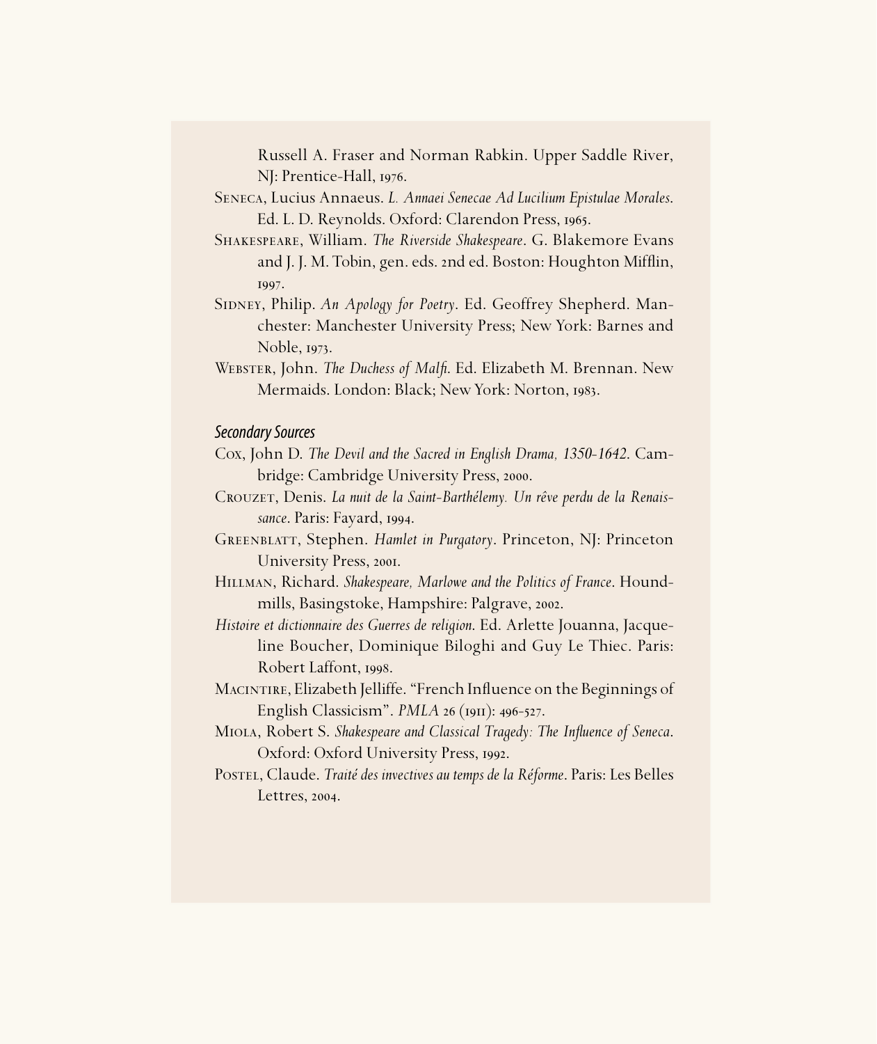Russell A. Fraser and Norman Rabkin. Upper Saddle River, NJ: Prentice-Hall, 1976.

Seneca, Lucius Annaeus. *L. Annaei Senecae Ad Lucilium Epistulae Morales*. Ed. L. D. Reynolds. Oxford: Clarendon Press, 1965.

Shakespeare, William. *The Riverside Shakespeare*. G. Blakemore Evans and J. J. M. Tobin, gen. eds. 2nd ed. Boston: Houghton Mifflin, 1997.

Sidney, Philip. *An Apology for Poetry*. Ed. Geoffrey Shepherd. Manchester: Manchester University Press; New York: Barnes and Noble, 1973.

Webster, John. *The Duchess of Malfi*. Ed. Elizabeth M. Brennan. New Mermaids. London: Black; New York: Norton, 1983.

### *Secondary Sources*

Cox, John D. *The Devil and the Sacred in English Drama, 1350-1642*. Cambridge: Cambridge University Press, 2000.

Crouzet, Denis. *La nuit de la Saint-Barthélemy. Un rêve perdu de la Renaissance*. Paris: Fayard, 1994.

Greenblatt, Stephen. *Hamlet in Purgatory*. Princeton, NJ: Princeton University Press, 2001.

Hillman, Richard. *Shakespeare, Marlowe and the Politics of France*. Houndmills, Basingstoke, Hampshire: Palgrave, 2002.

*Histoire et dictionnaire des Guerres de religion*. Ed. Arlette Jouanna, Jacqueline Boucher, Dominique Biloghi and Guy Le Thiec. Paris: Robert Laffont, 1998.

Macintire, Elizabeth Jelliffe. "French Influence on the Beginnings of English Classicism". *PMLA* 26 (1911): 496-527.

Miola, Robert S. *Shakespeare and Classical Tragedy: The Influence of Seneca*. Oxford: Oxford University Press, 1992.

Postel, Claude. *Traité des invectives au temps de la Réforme*. Paris: Les Belles Lettres, 2004.